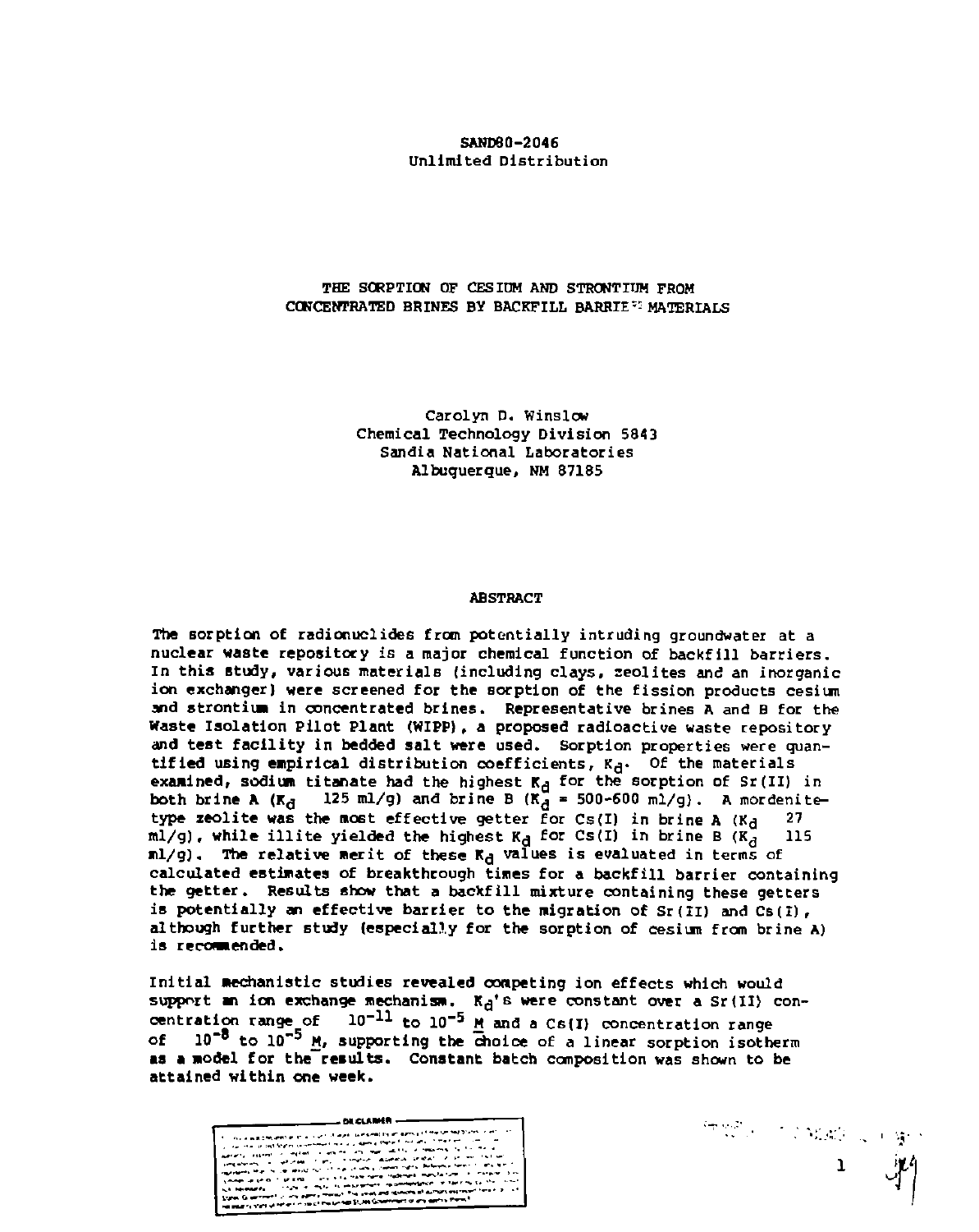SAND80-2046
Unlimited Distribution

# THE SORPTION OF CESIUM AND STRONTIUM FROM CONCENTRATED BRINES BY BACKFILL BARRIER MATERIALS

Carolyn D. Winslow
Chemical Technology Division 5843
Sandia National Laboratories
Albuquerque, NM 87185

## ABSTRACT

The sorption of radionuclides from potentially intruding groundwater at a nuclear waste repository is a major chemical function of backfill barriers. In this study, various materials (including clays, zeolites and an inorganic ion exchanger) were screened for the sorption of the fission products cesium and strontium in concentrated brines. Representative brines A and B for the Waste Isolation Pilot Plant (WIPP), a proposed radioactive waste repository and test facility in bedded salt were used. Sorption properties were quantified using empirical distribution coefficients, $K_d$. Of the materials examined, sodium titanate had the highest $K_d$ for the sorption of Sr(II) in both brine A ($K_d$ 125 ml/g) and brine B ($K_d$ = 500-600 ml/g). A mordenite-type zeolite was the most effective getter for Cs(I) in brine A ($K_d$ 27 ml/g), while illite yielded the highest $K_d$ for Cs(I) in brine B ($K_d$ 115 ml/g). The relative merit of these $K_d$ values is evaluated in terms of calculated estimates of breakthrough times for a backfill barrier containing the getter. Results show that a backfill mixture containing these getters is potentially an effective barrier to the migration of Sr(II) and Cs(I), although further study (especially for the sorption of cesium from brine A) is recommended.

Initial mechanistic studies revealed competing ion effects which would support an ion exchange mechanism. $K_d$'s were constant over a Sr(II) concentration range of $10^{-11}$ to $10^{-5}$ M and a Cs(I) concentration range of $10^{-8}$ to $10^{-5}$ M, supporting the choice of a linear sorption isotherm as a model for the results. Constant batch composition was shown to be attained within one week.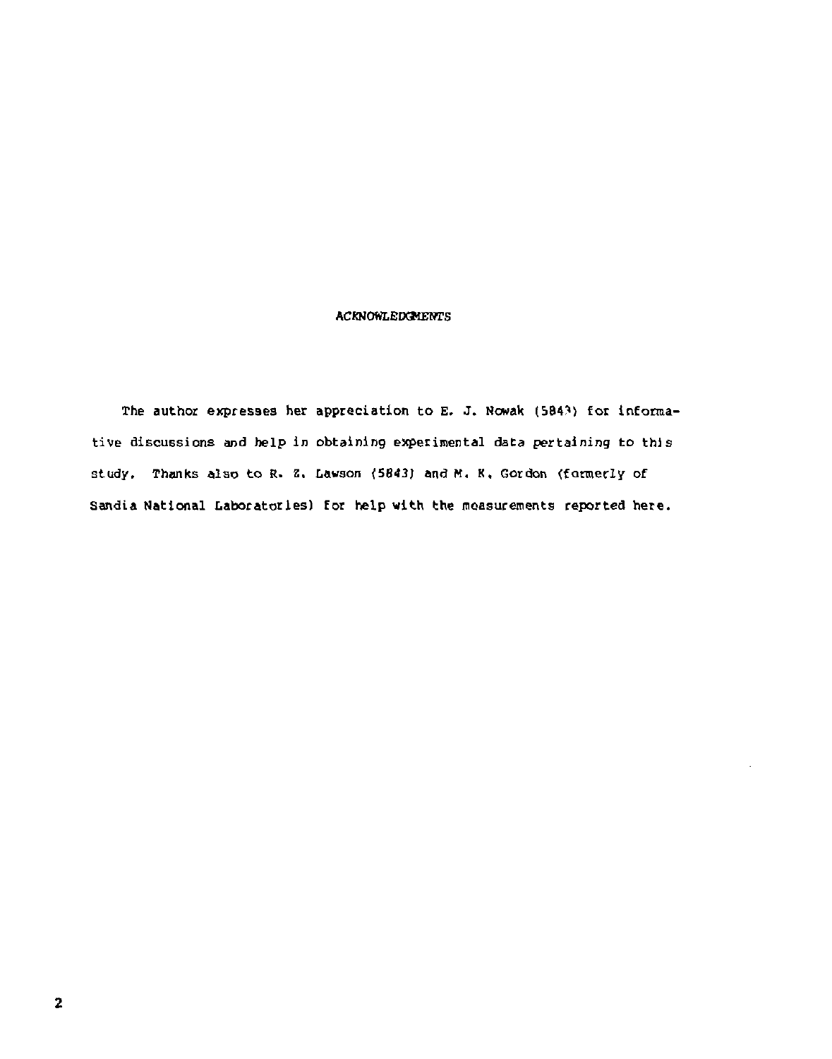# ACKNOWLEDGMENTS

The author expresses her appreciation to E. J. Nowak (5843) for informative discussions and help in obtaining experimental data pertaining to this study. Thanks also to R. Z. Lawson (5843) and M. K. Gordon (formerly of Sandia National Laboratories) for help with the measurements reported here.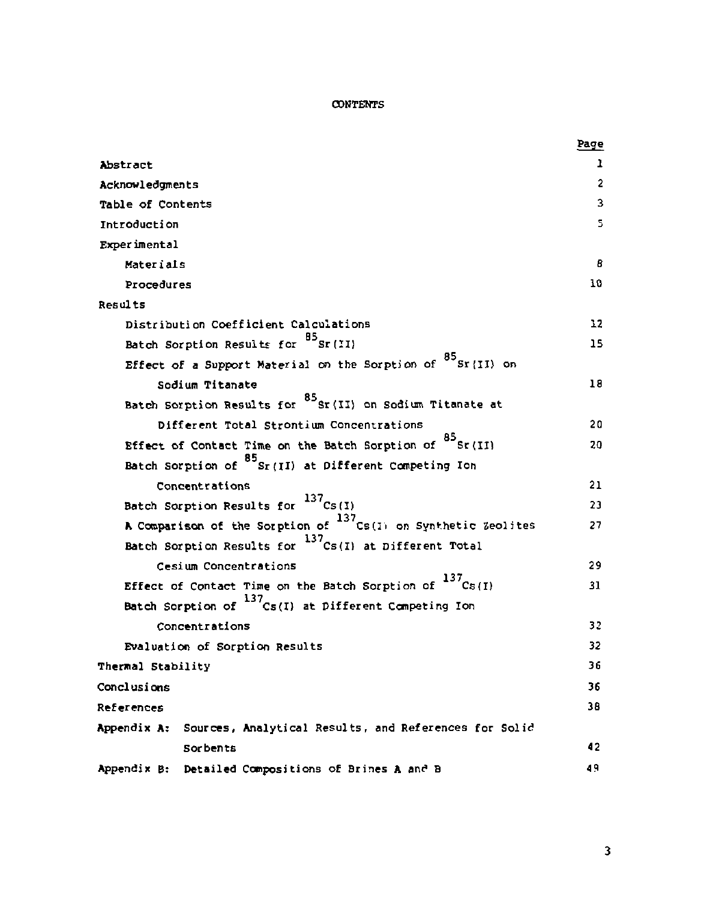# CONTENTS

| | Page |
|---|---|
| Abstract | 1 |
| Acknowledgments | 2 |
| Table of Contents | 3 |
| Introduction | 5 |
| Experimental | |
| Materials | 8 |
| Procedures | 10 |
| Results | |
| Distribution Coefficient Calculations | 12 |
| Batch Sorption Results for $^{85}Sr(II)$ | 15 |
| Effect of a Support Material on the Sorption of $^{85}Sr(II)$ on Sodium Titanate | 18 |
| Batch Sorption Results for $^{85}Sr(II)$ on Sodium Titanate at Different Total Strontium Concentrations | 20 |
| Effect of Contact Time on the Batch Sorption of $^{85}Sr(II)$ | 20 |
| Batch Sorption of $^{85}Sr(II)$ at Different Competing Ion Concentrations | 21 |
| Batch Sorption Results for $^{137}Cs(I)$ | 23 |
| A Comparison of the Sorption of $^{137}Cs(I)$ on Synthetic Zeolites | 27 |
| Batch Sorption Results for $^{137}Cs(I)$ at Different Total Cesium Concentrations | 29 |
| Effect of Contact Time on the Batch Sorption of $^{137}Cs(I)$ | 31 |
| Batch Sorption of $^{137}Cs(I)$ at Different Competing Ion Concentrations | 32 |
| Evaluation of Sorption Results | 32 |
| Thermal Stability | 36 |
| Conclusions | 36 |
| References | 38 |
| Appendix A: Sources, Analytical Results, and References for Solid Sorbents | 42 |
| Appendix B: Detailed Compositions of Brines A and B | 49 |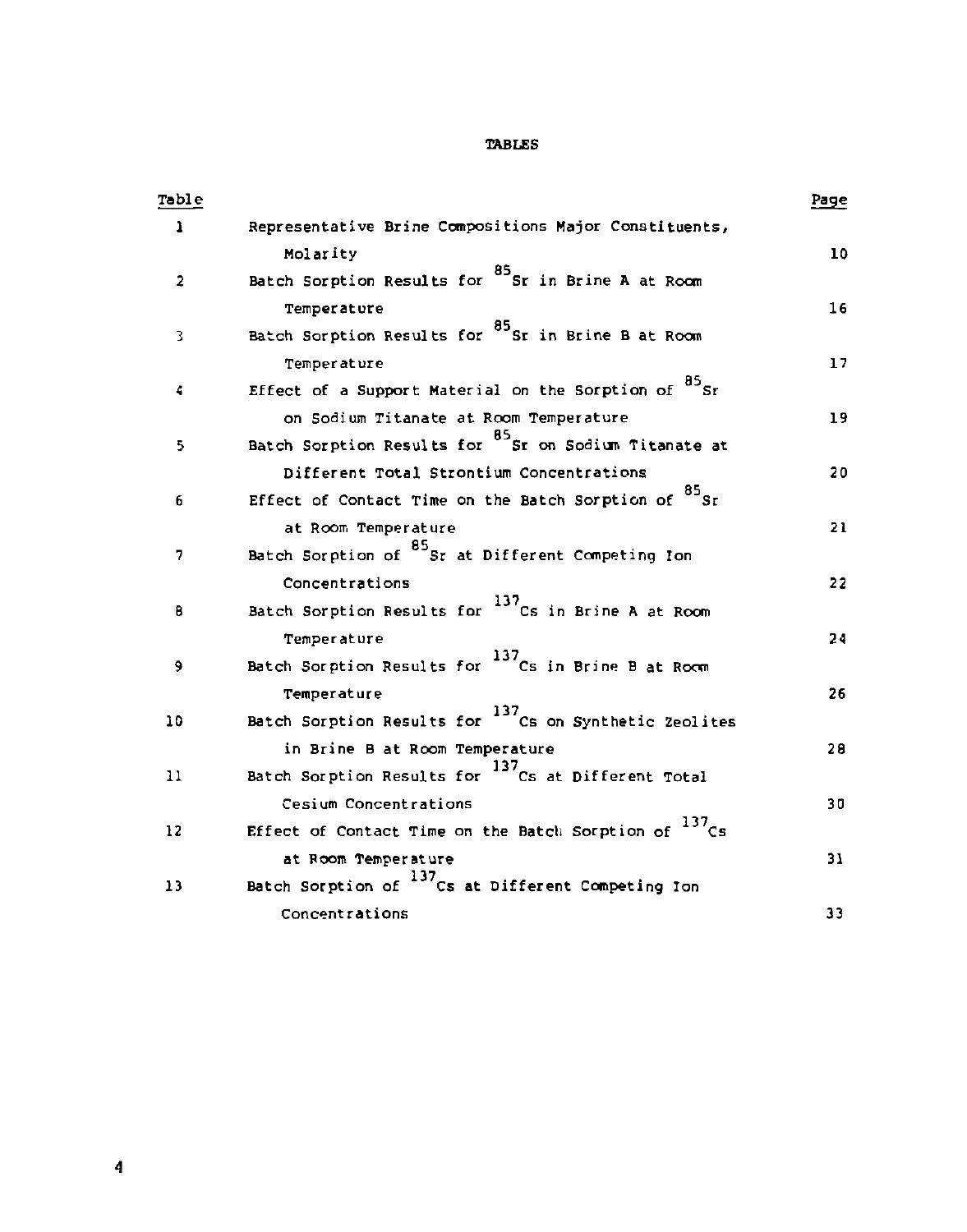# TABLES

| Table | | Page |
|---|---|---|
| 1 | Representative Brine Compositions Major Constituents, Molarity | 10 |
| 2 | Batch Sorption Results for $^{85}Sr$ in Brine A at Room Temperature | 16 |
| 3 | Batch Sorption Results for $^{85}Sr$ in Brine B at Room Temperature | 17 |
| 4 | Effect of a Support Material on the Sorption of $^{85}Sr$ on Sodium Titanate at Room Temperature | 19 |
| 5 | Batch Sorption Results for $^{85}Sr$ on Sodium Titanate at Different Total Strontium Concentrations | 20 |
| 6 | Effect of Contact Time on the Batch Sorption of $^{85}Sr$ at Room Temperature | 21 |
| 7 | Batch Sorption of $^{85}Sr$ at Different Competing Ion Concentrations | 22 |
| 8 | Batch Sorption Results for $^{137}Cs$ in Brine A at Room Temperature | 24 |
| 9 | Batch Sorption Results for $^{137}Cs$ in Brine B at Room Temperature | 26 |
| 10 | Batch Sorption Results for $^{137}Cs$ on Synthetic Zeolites in Brine B at Room Temperature | 28 |
| 11 | Batch Sorption Results for $^{137}Cs$ at Different Total Cesium Concentrations | 30 |
| 12 | Effect of Contact Time on the Batch Sorption of $^{137}Cs$ at Room Temperature | 31 |
| 13 | Batch Sorption of $^{137}Cs$ at Different Competing Ion Concentrations | 33 |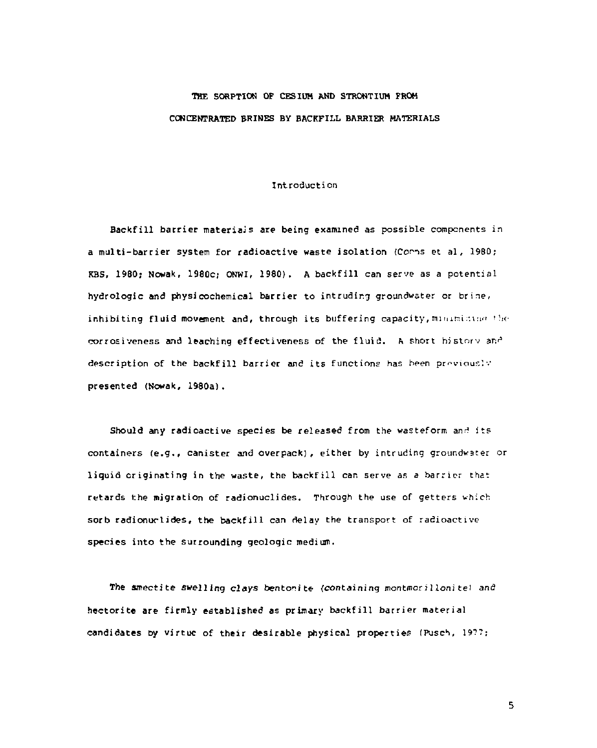# THE SORPTION OF CESIUM AND STRONTIUM FROM CONCENTRATED BRINES BY BACKFILL BARRIER MATERIALS

## Introduction

Backfill barrier materials are being examined as possible components in a multi-barrier system for radioactive waste isolation (Coons et al, 1980; KBS, 1980; Nowak, 1980c; ONWI, 1980). A backfill can serve as a potential hydrologic and physicochemical barrier to intruding groundwater or brine, inhibiting fluid movement and, through its buffering capacity, minimizing the corrosiveness and leaching effectiveness of the fluid. A short history and description of the backfill barrier and its functions has been previously presented (Nowak, 1980a).

Should any radioactive species be released from the wasteform and its containers (e.g., canister and overpack), either by intruding groundwater or liquid originating in the waste, the backfill can serve as a barrier that retards the migration of radionuclides. Through the use of getters which sorb radionuclides, the backfill can delay the transport of radioactive species into the surrounding geologic medium.

The smectite swelling clays bentonite (containing montmorillonite) and hectorite are firmly established as primary backfill barrier material candidates by virtue of their desirable physical properties (Pusch, 1977;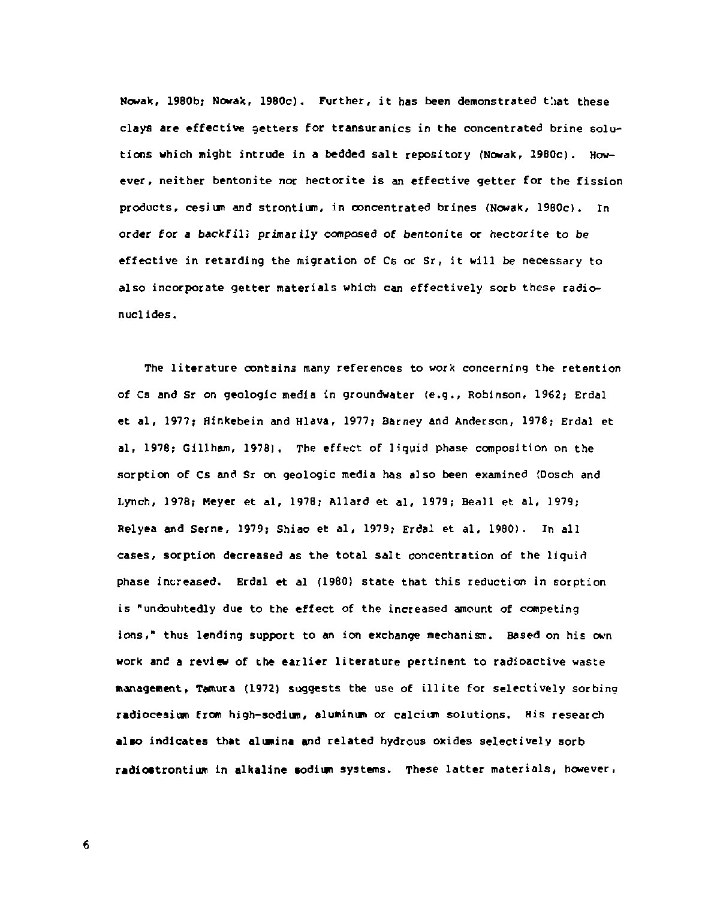Nowak, 1980b; Nowak, 1980c). Further, it has been demonstrated that these clays are effective getters for transuranics in the concentrated brine solutions which might intrude in a bedded salt repository (Nowak, 1980c). However, neither bentonite nor hectorite is an effective getter for the fission products, cesium and strontium, in concentrated brines (Nowak, 1980c). In order for a backfill primarily composed of bentonite or hectorite to be effective in retarding the migration of Cs or Sr, it will be necessary to also incorporate getter materials which can effectively sorb these radionuclides.

The literature contains many references to work concerning the retention of Cs and Sr on geologic media in groundwater (e.g., Robinson, 1962; Erdal et al, 1977; Hinkebein and Hlava, 1977; Barney and Anderson, 1978; Erdal et al, 1978; Gillham, 1978). The effect of liquid phase composition on the sorption of Cs and Sr on geologic media has also been examined (Dosch and Lynch, 1978; Meyer et al, 1978; Allard et al, 1979; Beall et al, 1979; Relyea and Serne, 1979; Shiao et al, 1979; Erdal et al, 1980). In all cases, sorption decreased as the total salt concentration of the liquid phase increased. Erdal et al (1980) state that this reduction in sorption is "undoubtedly due to the effect of the increased amount of competing ions," thus lending support to an ion exchange mechanism. Based on his own work and a review of the earlier literature pertinent to radioactive waste management, Tamura (1972) suggests the use of illite for selectively sorbing radiocesium from high-sodium, aluminum or calcium solutions. His research also indicates that alumina and related hydrous oxides selectively sorb radiostrontium in alkaline sodium systems. These latter materials, however,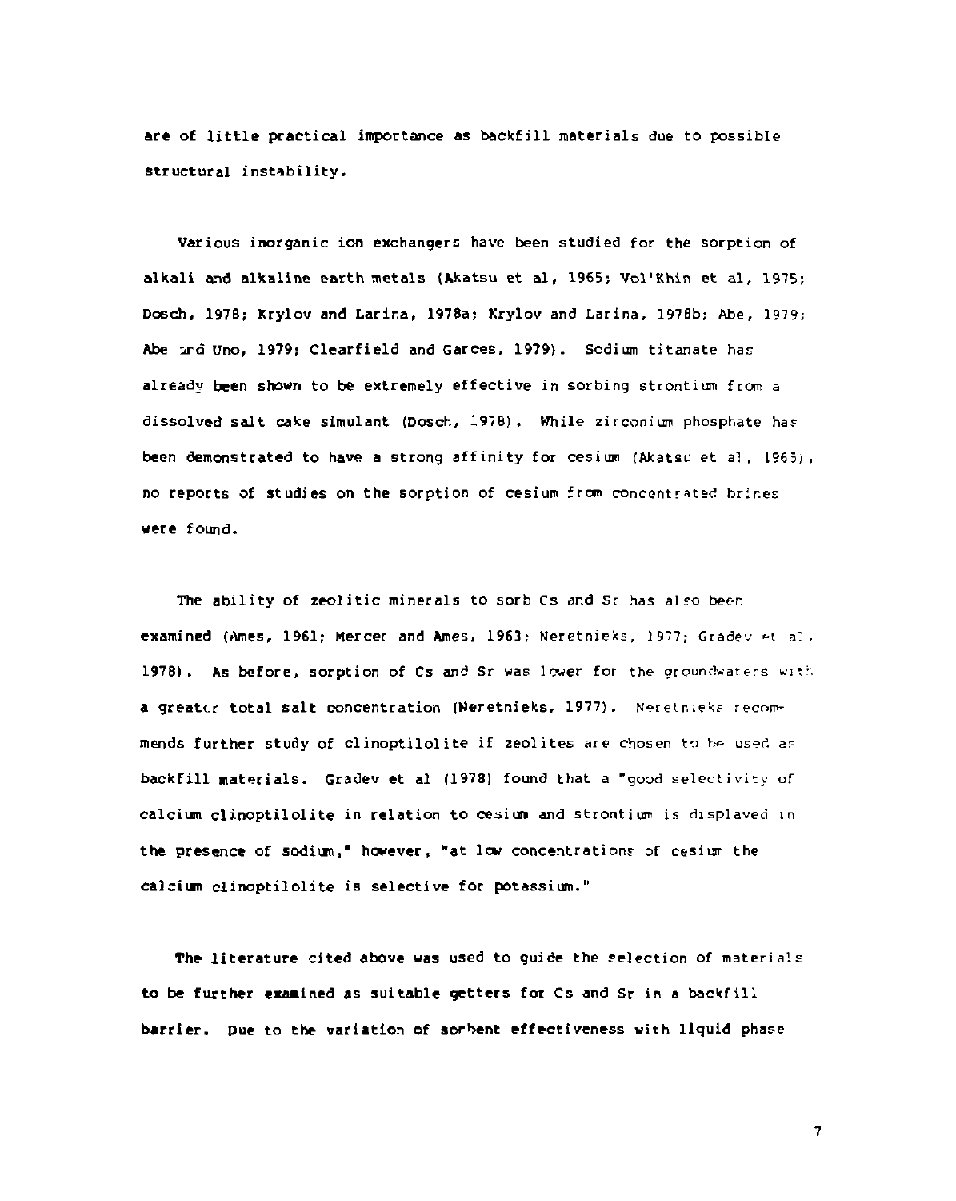are of little practical importance as backfill materials due to possible structural instability.

Various inorganic ion exchangers have been studied for the sorption of alkali and alkaline earth metals (Akatsu et al, 1965; Vol'Khin et al, 1975; Dosch, 1978; Krylov and Larina, 1978a; Krylov and Larina, 1978b; Abe, 1979; Abe and Uno, 1979; Clearfield and Garces, 1979). Sodium titanate has already been shown to be extremely effective in sorbing strontium from a dissolved salt cake simulant (Dosch, 1978). While zirconium phosphate has been demonstrated to have a strong affinity for cesium (Akatsu et al, 1965), no reports of studies on the sorption of cesium from concentrated brines were found.

The ability of zeolitic minerals to sorb Cs and Sr has also been examined (Ames, 1961; Mercer and Ames, 1963; Neretnieks, 1977; Gradev et al, 1978). As before, sorption of Cs and Sr was lower for the groundwaters with a greater total salt concentration (Neretnieks, 1977). Neretnieks recommends further study of clinoptilolite if zeolites are chosen to be used as backfill materials. Gradev et al (1978) found that a "good selectivity of calcium clinoptilolite in relation to cesium and strontium is displayed in the presence of sodium," however, "at low concentrations of cesium the calcium clinoptilolite is selective for potassium."

The literature cited above was used to guide the selection of materials to be further examined as suitable getters for Cs and Sr in a backfill barrier. Due to the variation of sorbent effectiveness with liquid phase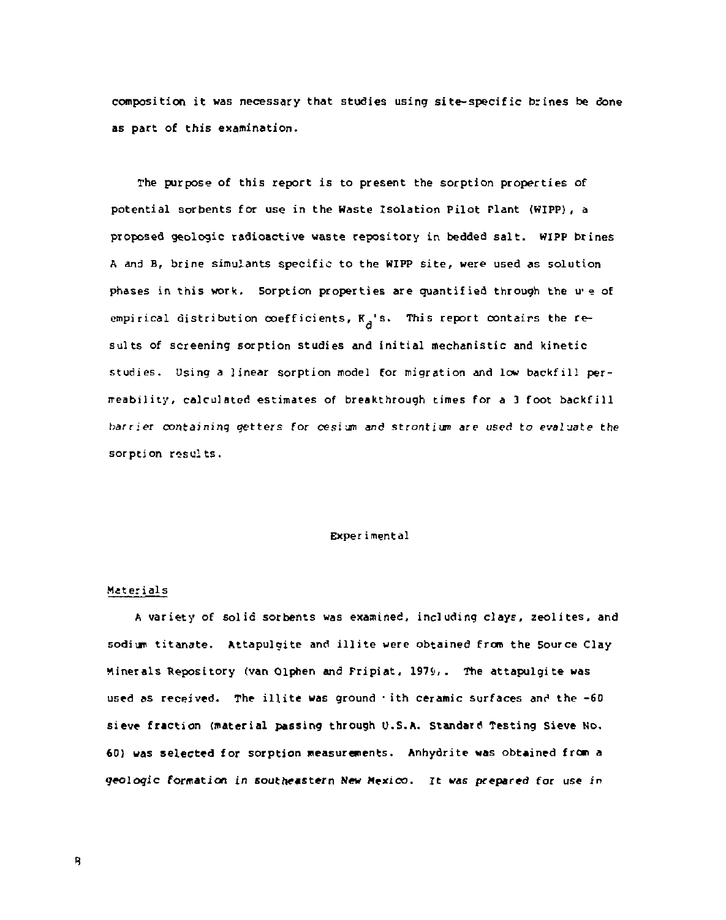composition it was necessary that studies using site-specific brines be done as part of this examination.

The purpose of this report is to present the sorption properties of potential sorbents for use in the Waste Isolation Pilot Plant (WIPP), a proposed geologic radioactive waste repository in bedded salt. WIPP brines A and B, brine simulants specific to the WIPP site, were used as solution phases in this work. Sorption properties are quantified through the use of empirical distribution coefficients, $K_d$'s. This report contains the results of screening sorption studies and initial mechanistic and kinetic studies. Using a linear sorption model for migration and low backfill permeability, calculated estimates of breakthrough times for a 3 foot backfill barrier containing getters for cesium and strontium are used to evaluate the sorption results.

## Experimental

### Materials

A variety of solid sorbents was examined, including clays, zeolites, and sodium titanate. Attapulgite and illite were obtained from the Source Clay Minerals Repository (van Olphen and Fripiat, 1979). The attapulgite was used as received. The illite was ground with ceramic surfaces and the -60 sieve fraction (material passing through U.S.A. Standard Testing Sieve No. 60) was selected for sorption measurements. Anhydrite was obtained from a geologic formation in southeastern New Mexico. It was prepared for use in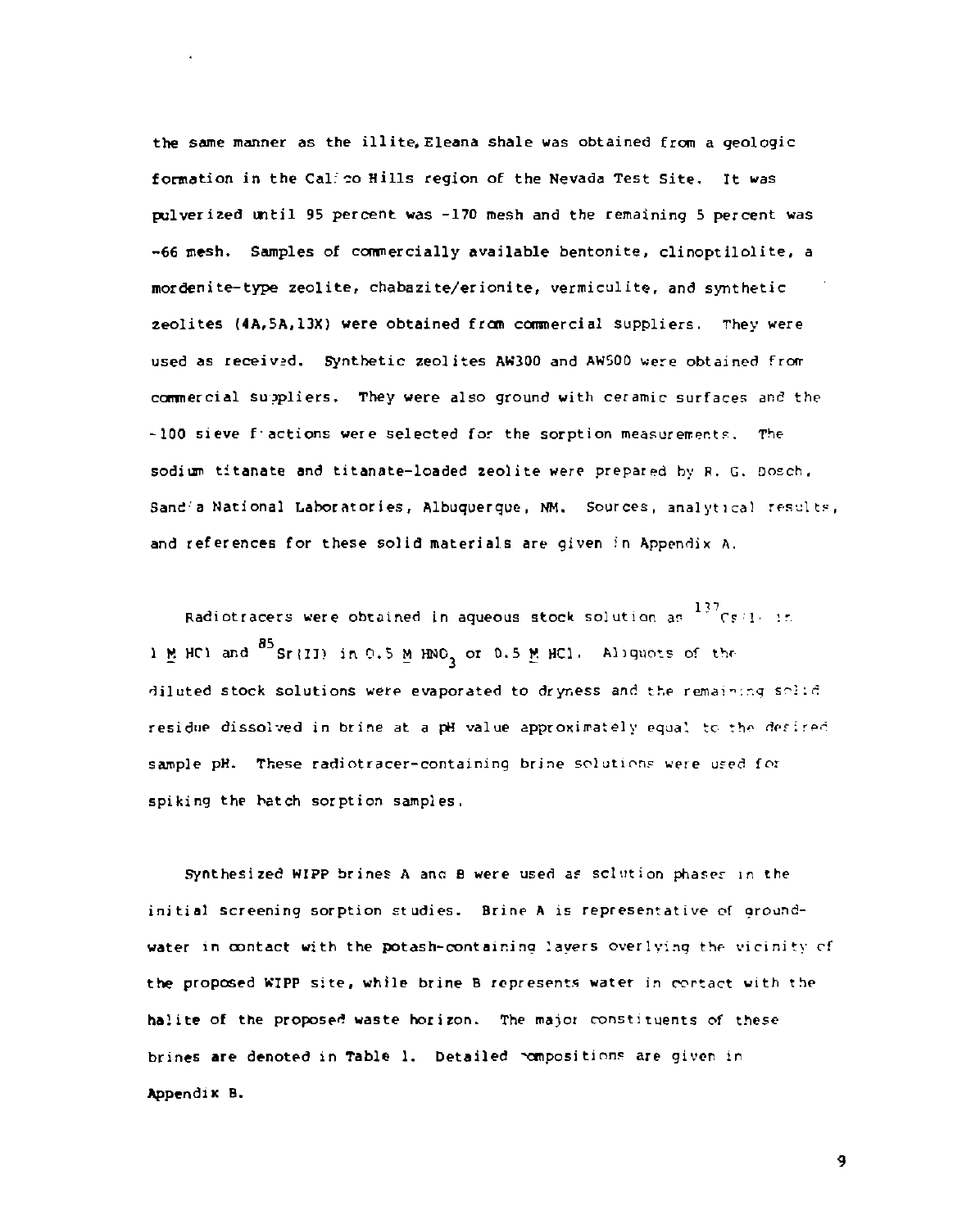the same manner as the illite, Eleana shale was obtained from a geologic formation in the Calico Hills region of the Nevada Test Site. It was pulverized until 95 percent was -170 mesh and the remaining 5 percent was -66 mesh. Samples of commercially available bentonite, clinoptilolite, a mordenite-type zeolite, chabazite/erionite, vermiculite, and synthetic zeolites (4A, 5A, 13X) were obtained from commercial suppliers. They were used as received. Synthetic zeolites AW300 and AW500 were obtained from commercial suppliers. They were also ground with ceramic surfaces and the -100 sieve fractions were selected for the sorption measurements. The sodium titanate and titanate-loaded zeolite were prepared by R. G. Dosch, Sandia National Laboratories, Albuquerque, NM. Sources, analytical results, and references for these solid materials are given in Appendix A.

Radiotracers were obtained in aqueous stock solution as $^{137}Cs(I)$ in 1 M HCl and $^{85}Sr(II)$ in 0.5 M $HNO_3$ or 0.5 M HCl. Aliquots of the diluted stock solutions were evaporated to dryness and the remaining solid residue dissolved in brine at a pH value approximately equal to the desired sample pH. These radiotracer-containing brine solutions were used for spiking the batch sorption samples.

Synthesized WIPP brines A and B were used as solution phases in the initial screening sorption studies. Brine A is representative of groundwater in contact with the potash-containing layers overlying the vicinity of the proposed WIPP site, while brine B represents water in contact with the halite of the proposed waste horizon. The major constituents of these brines are denoted in Table 1. Detailed compositions are given in Appendix B.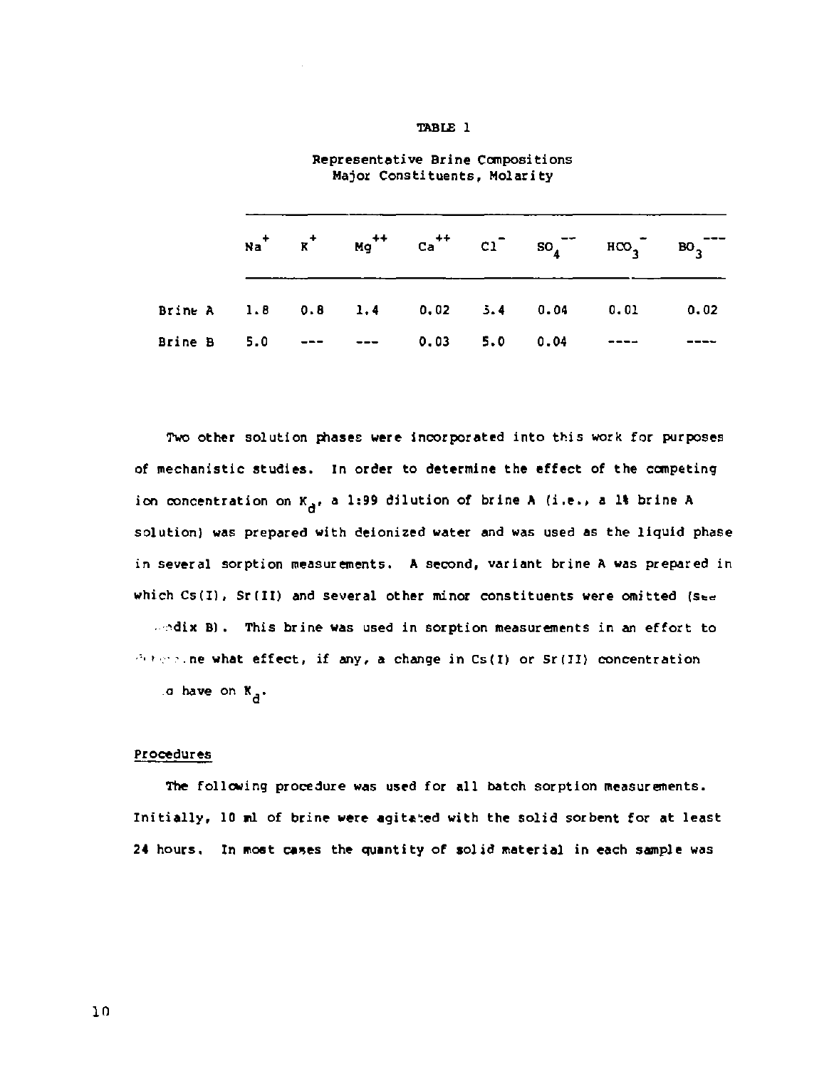TABLE 1

Representative Brine Compositions
Major Constituents, Molarity

| | $Na^{+}$ | $K^{+}$ | $Mg^{++}$ | $Ca^{++}$ | $Cl^{-}$ | $SO_4^{--}$ | $HCO_3^{-}$ | $BO_3^{---}$ |
|---|---|---|---|---|---|---|---|---|
| Brine A | 1.8 | 0.8 | 1.4 | 0.02 | 5.4 | 0.04 | 0.01 | 0.02 |
| Brine B | 5.0 | --- | --- | 0.03 | 5.0 | 0.04 | ---- | ---- |

Two other solution phases were incorporated into this work for purposes of mechanistic studies. In order to determine the effect of the competing ion concentration on $K_d$, a 1:99 dilution of brine A (i.e., a 1% brine A solution) was prepared with deionized water and was used as the liquid phase in several sorption measurements. A second, variant brine A was prepared in which Cs(I), Sr(II) and several other minor constituents were omitted (see Appendix B). This brine was used in sorption measurements in an effort to determine what effect, if any, a change in Cs(I) or Sr(II) concentration would have on $K_d$.

## Procedures

The following procedure was used for all batch sorption measurements. Initially, 10 ml of brine were agitated with the solid sorbent for at least 24 hours. In most cases the quantity of solid material in each sample was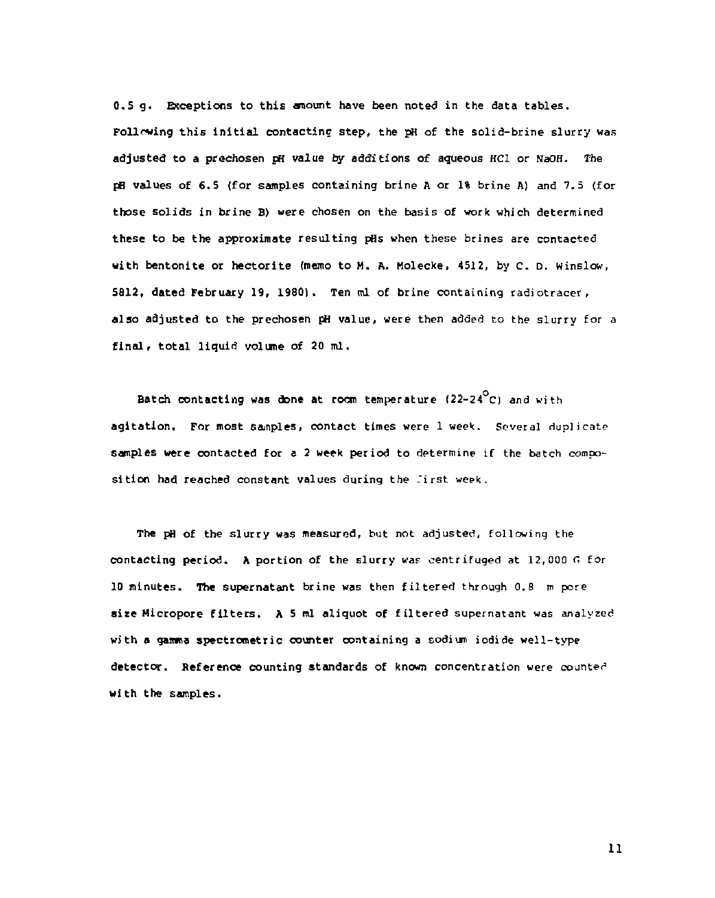0.5 g. Exceptions to this amount have been noted in the data tables. Following this initial contacting step, the pH of the solid-brine slurry was adjusted to a prechosen pH value by additions of aqueous HCl or NaOH. The pH values of 6.5 (for samples containing brine A or 1% brine A) and 7.5 (for those solids in brine B) were chosen on the basis of work which determined these to be the approximate resulting pHs when these brines are contacted with bentonite or hectorite (memo to M. A. Molecke, 4512, by C. D. Winslow, 5812, dated February 19, 1980). Ten ml of brine containing radiotracer, also adjusted to the prechosen pH value, were then added to the slurry for a final, total liquid volume of 20 ml.

Batch contacting was done at room temperature (22-24$^{\circ}$C) and with agitation. For most samples, contact times were 1 week. Several duplicate samples were contacted for a 2 week period to determine if the batch composition had reached constant values during the first week.

The pH of the slurry was measured, but not adjusted, following the contacting period. A portion of the slurry was centrifuged at 12,000 G for 10 minutes. The supernatant brine was then filtered through 0.8 m pore size Micropore filters. A 5 ml aliquot of filtered supernatant was analyzed with a gamma spectrometric counter containing a sodium iodide well-type detector. Reference counting standards of known concentration were counted with the samples.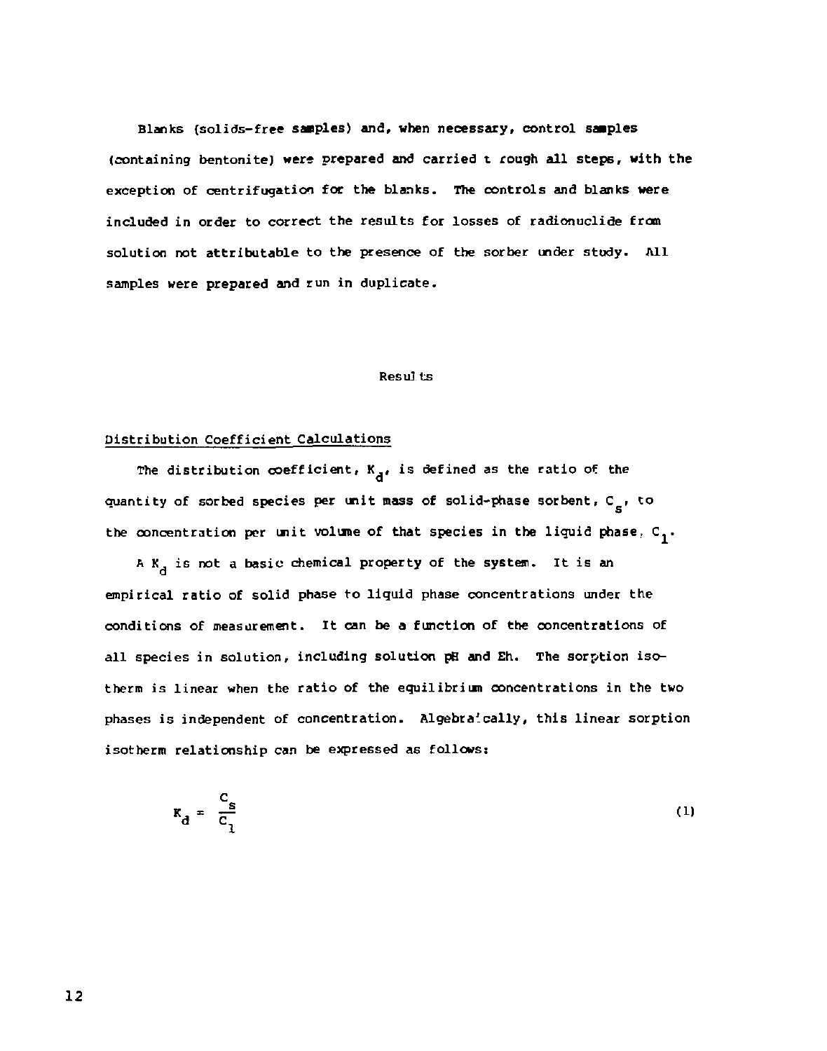Blanks (solids-free samples) and, when necessary, control samples (containing bentonite) were prepared and carried t rough all steps, with the exception of centrifugation for the blanks. The controls and blanks were included in order to correct the results for losses of radionuclide from solution not attributable to the presence of the sorber under study. All samples were prepared and run in duplicate.

## Results

### Distribution Coefficient Calculations

The distribution coefficient, $K_d$, is defined as the ratio of the quantity of sorbed species per unit mass of solid-phase sorbent, $C_s$, to the concentration per unit volume of that species in the liquid phase, $C_1$.

A $K_d$ is not a basic chemical property of the system. It is an empirical ratio of solid phase to liquid phase concentrations under the conditions of measurement. It can be a function of the concentrations of all species in solution, including solution pH and Eh. The sorption isotherm is linear when the ratio of the equilibrium concentrations in the two phases is independent of concentration. Algebraically, this linear sorption isotherm relationship can be expressed as follows:

$$K_d = \frac{C_s}{C_1} \tag{1}$$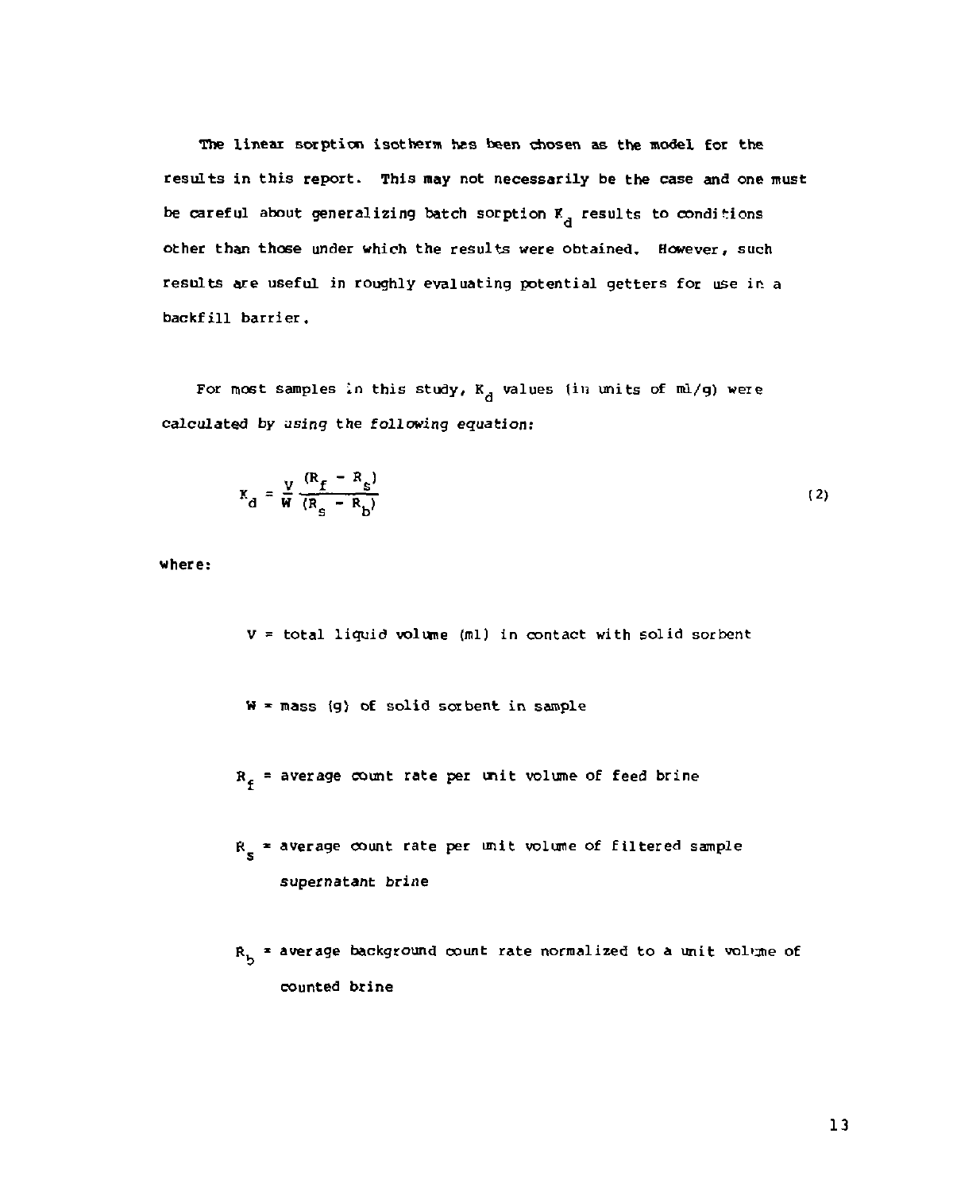The linear sorption isotherm has been chosen as the model for the results in this report. This may not necessarily be the case and one must be careful about generalizing batch sorption $K_d$ results to conditions other than those under which the results were obtained. However, such results are useful in roughly evaluating potential getters for use in a backfill barrier.

For most samples in this study, $K_d$ values (in units of ml/g) were calculated by using the following equation:

$$K_d = \frac{V}{W} \frac{(R_f - R_s)}{(R_s - R_b)} \tag{2}$$

where:

$V$ = total liquid volume (ml) in contact with solid sorbent

$W$ = mass (g) of solid sorbent in sample

$R_f$ = average count rate per unit volume of feed brine

$R_s$ = average count rate per unit volume of filtered sample supernatant brine

$R_b$ = average background count rate normalized to a unit volume of counted brine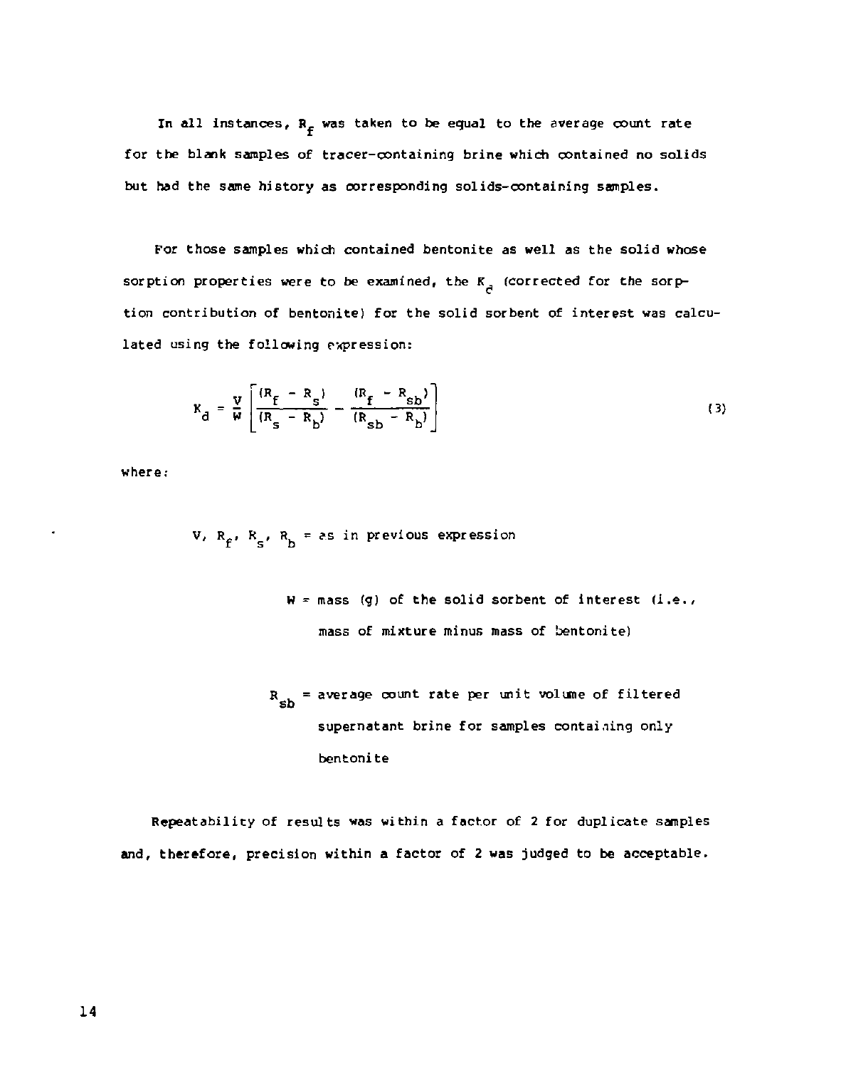In all instances, $R_f$ was taken to be equal to the average count rate for the blank samples of tracer-containing brine which contained no solids but had the same history as corresponding solids-containing samples.

For those samples which contained bentonite as well as the solid whose sorption properties were to be examined, the $K_d$ (corrected for the sorption contribution of bentonite) for the solid sorbent of interest was calculated using the following expression:

$$K_d = \frac{V}{W}\left[\frac{(R_f - R_s)}{(R_s - R_b)} - \frac{(R_f - R_{sb})}{(R_{sb} - R_b)}\right] \tag{3}$$

where:

$V$, $R_f$, $R_s$, $R_b$ = as in previous expression

$W$ = mass (g) of the solid sorbent of interest (i.e., mass of mixture minus mass of bentonite)

$R_{sb}$ = average count rate per unit volume of filtered supernatant brine for samples containing only bentonite

Repeatability of results was within a factor of 2 for duplicate samples and, therefore, precision within a factor of 2 was judged to be acceptable.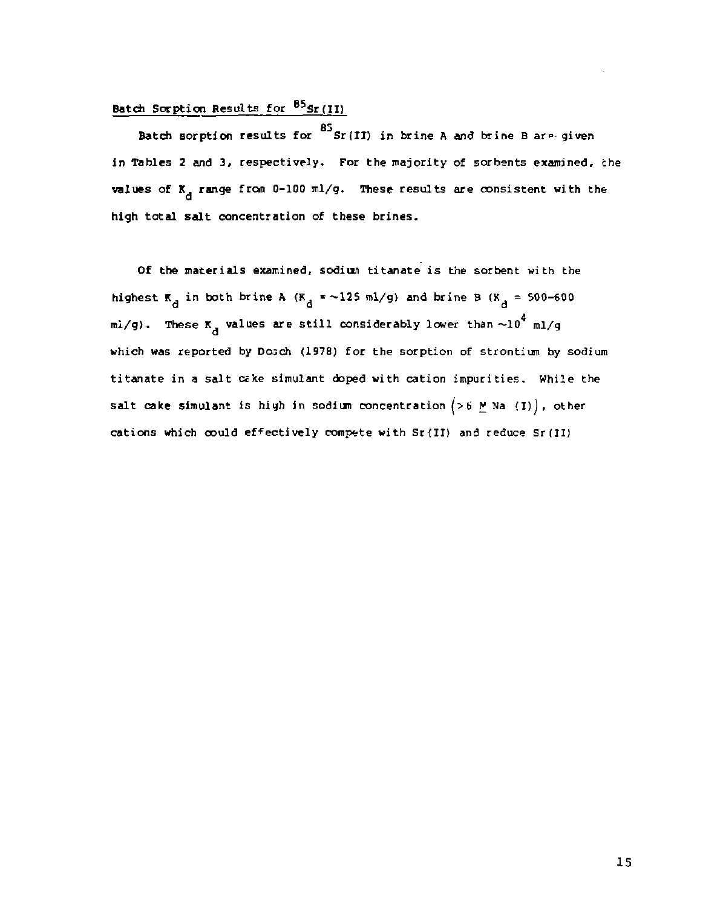## Batch Sorption Results for $^{85}Sr(II)$

Batch sorption results for $^{85}Sr(II)$ in brine A and brine B are given in Tables 2 and 3, respectively. For the majority of sorbents examined, the values of $K_d$ range from 0-100 ml/g. These results are consistent with the high total salt concentration of these brines.

Of the materials examined, sodium titanate is the sorbent with the highest $K_d$ in both brine A ($K_d \approx \sim 125$ ml/g) and brine B ($K_d$ = 500-600 ml/g). These $K_d$ values are still considerably lower than $\sim 10^4$ ml/g which was reported by Dosch (1978) for the sorption of strontium by sodium titanate in a salt cake simulant doped with cation impurities. While the salt cake simulant is high in sodium concentration $\left(> 6\ \underline{M}\ Na\ (I)\right)$, other cations which could effectively compete with Sr(II) and reduce Sr(II)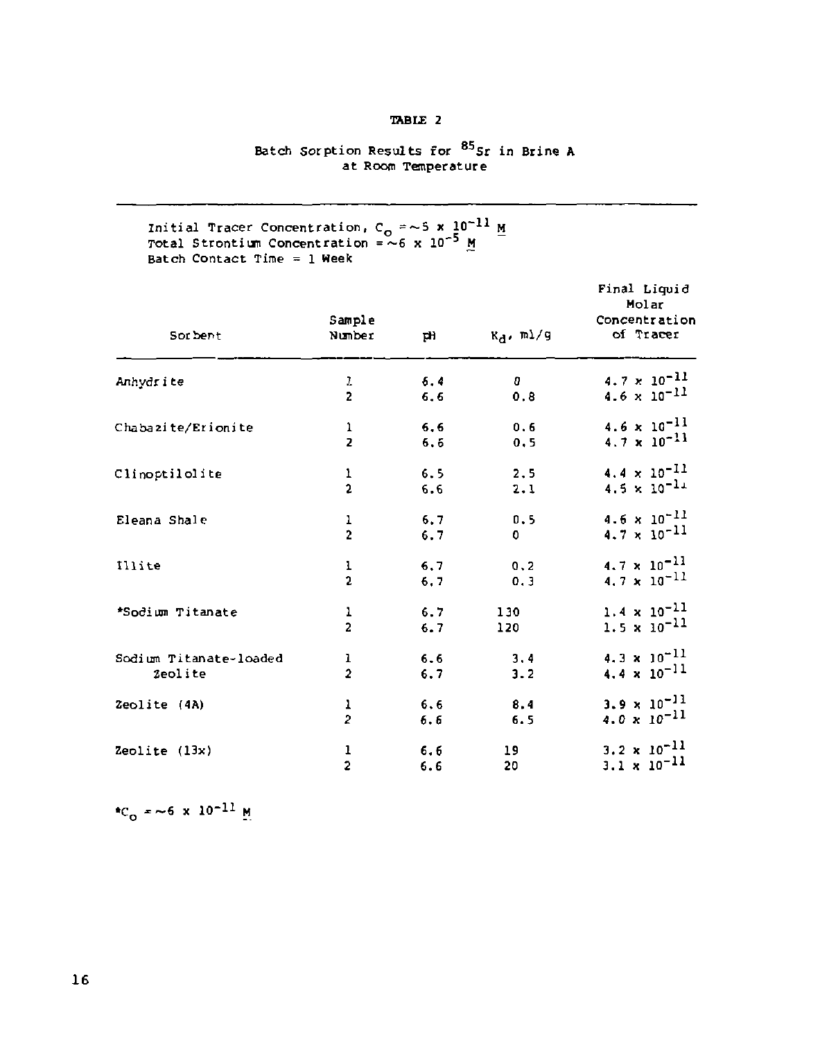**TABLE 2**

**Batch Sorption Results for $^{85}Sr$ in Brine A at Room Temperature**

Initial Tracer Concentration, $C_o$ = ~5 x $10^{-11}$ M
Total Strontium Concentration = ~6 x $10^{-5}$ M
Batch Contact Time = 1 Week

| Sorbent | Sample Number | pH | $K_d$, ml/g | Final Liquid Molar Concentration of Tracer |
|---|---|---|---|---|
| Anhydrite | 1 | 6.4 | 0 | $4.7 \times 10^{-11}$ |
| | 2 | 6.6 | 0.8 | $4.6 \times 10^{-11}$ |
| Chabazite/Erionite | 1 | 6.6 | 0.6 | $4.6 \times 10^{-11}$ |
| | 2 | 6.6 | 0.5 | $4.7 \times 10^{-11}$ |
| Clinoptilolite | 1 | 6.5 | 2.5 | $4.4 \times 10^{-11}$ |
| | 2 | 6.6 | 2.1 | $4.5 \times 10^{-11}$ |
| Eleana Shale | 1 | 6.7 | 0.5 | $4.6 \times 10^{-11}$ |
| | 2 | 6.7 | 0 | $4.7 \times 10^{-11}$ |
| Illite | 1 | 6.7 | 0.2 | $4.7 \times 10^{-11}$ |
| | 2 | 6.7 | 0.3 | $4.7 \times 10^{-11}$ |
| *Sodium Titanate | 1 | 6.7 | 130 | $1.4 \times 10^{-11}$ |
| | 2 | 6.7 | 120 | $1.5 \times 10^{-11}$ |
| Sodium Titanate-loaded Zeolite | 1 | 6.6 | 3.4 | $4.3 \times 10^{-11}$ |
| | 2 | 6.7 | 3.2 | $4.4 \times 10^{-11}$ |
| Zeolite (4A) | 1 | 6.6 | 8.4 | $3.9 \times 10^{-11}$ |
| | 2 | 6.6 | 6.5 | $4.0 \times 10^{-11}$ |
| Zeolite (13x) | 1 | 6.6 | 19 | $3.2 \times 10^{-11}$ |
| | 2 | 6.6 | 20 | $3.1 \times 10^{-11}$ |

*$C_o$ = ~6 x $10^{-11}$ M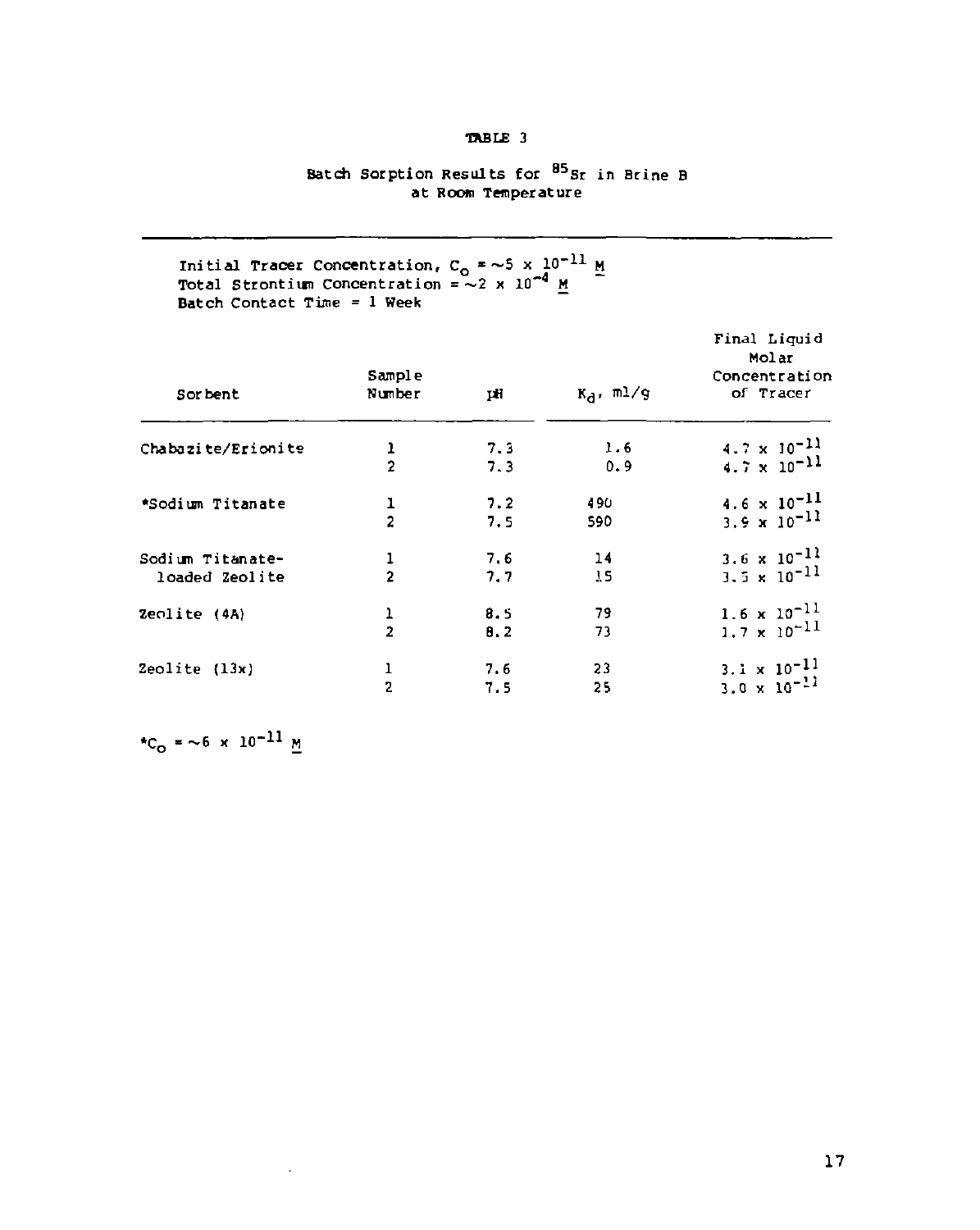TABLE 3

Batch Sorption Results for $^{85}Sr$ in Brine B at Room Temperature

Initial Tracer Concentration, $C_o$ = ~5 x $10^{-11}$ M
Total Strontium Concentration = ~2 x $10^{-4}$ M
Batch Contact Time = 1 Week

| Sorbent | Sample Number | pH | $K_d$, ml/g | Final Liquid Molar Concentration of Tracer |
|---|---|---|---|---|
| Chabazite/Erionite | 1 | 7.3 | 1.6 | 4.7 x $10^{-11}$ |
| | 2 | 7.3 | 0.9 | 4.7 x $10^{-11}$ |
| *Sodium Titanate | 1 | 7.2 | 490 | 4.6 x $10^{-11}$ |
| | 2 | 7.5 | 590 | 3.9 x $10^{-11}$ |
| Sodium Titanate-loaded Zeolite | 1 | 7.6 | 14 | 3.6 x $10^{-11}$ |
| | 2 | 7.7 | 15 | 3.5 x $10^{-11}$ |
| Zeolite (4A) | 1 | 8.5 | 79 | 1.6 x $10^{-11}$ |
| | 2 | 8.2 | 73 | 1.7 x $10^{-11}$ |
| Zeolite (13x) | 1 | 7.6 | 23 | 3.1 x $10^{-11}$ |
| | 2 | 7.5 | 25 | 3.0 x $10^{-11}$ |

*$C_o$ = ~6 x $10^{-11}$ M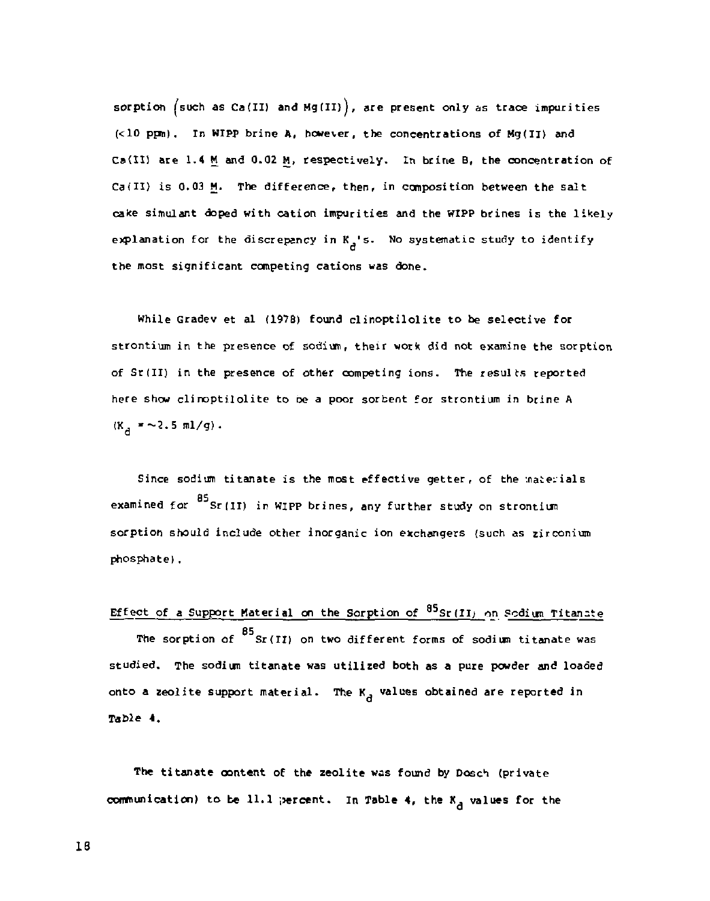sorption (such as Ca(II) and Mg(II)), are present only as trace impurities (<10 ppm). In WIPP brine A, however, the concentrations of Mg(II) and Ca(II) are 1.4 M and 0.02 M, respectively. In brine B, the concentration of Ca(II) is 0.03 M. The difference, then, in composition between the salt cake simulant doped with cation impurities and the WIPP brines is the likely explanation for the discrepancy in $K_d$'s. No systematic study to identify the most significant competing cations was done.

While Gradev et al (1978) found clinoptilolite to be selective for strontium in the presence of sodium, their work did not examine the sorption of Sr(II) in the presence of other competing ions. The results reported here show clinoptilolite to be a poor sorbent for strontium in brine A ($K_d$ = ~2.5 ml/g).

Since sodium titanate is the most effective getter, of the materials examined for $^{85}$Sr(II) in WIPP brines, any further study on strontium sorption should include other inorganic ion exchangers (such as zirconium phosphate).

## Effect of a Support Material on the Sorption of $^{85}$Sr(II) on Sodium Titanate

The sorption of $^{85}$Sr(II) on two different forms of sodium titanate was studied. The sodium titanate was utilized both as a pure powder and loaded onto a zeolite support material. The $K_d$ values obtained are reported in Table 4.

The titanate content of the zeolite was found by Dosch (private communication) to be 11.1 percent. In Table 4, the $K_d$ values for the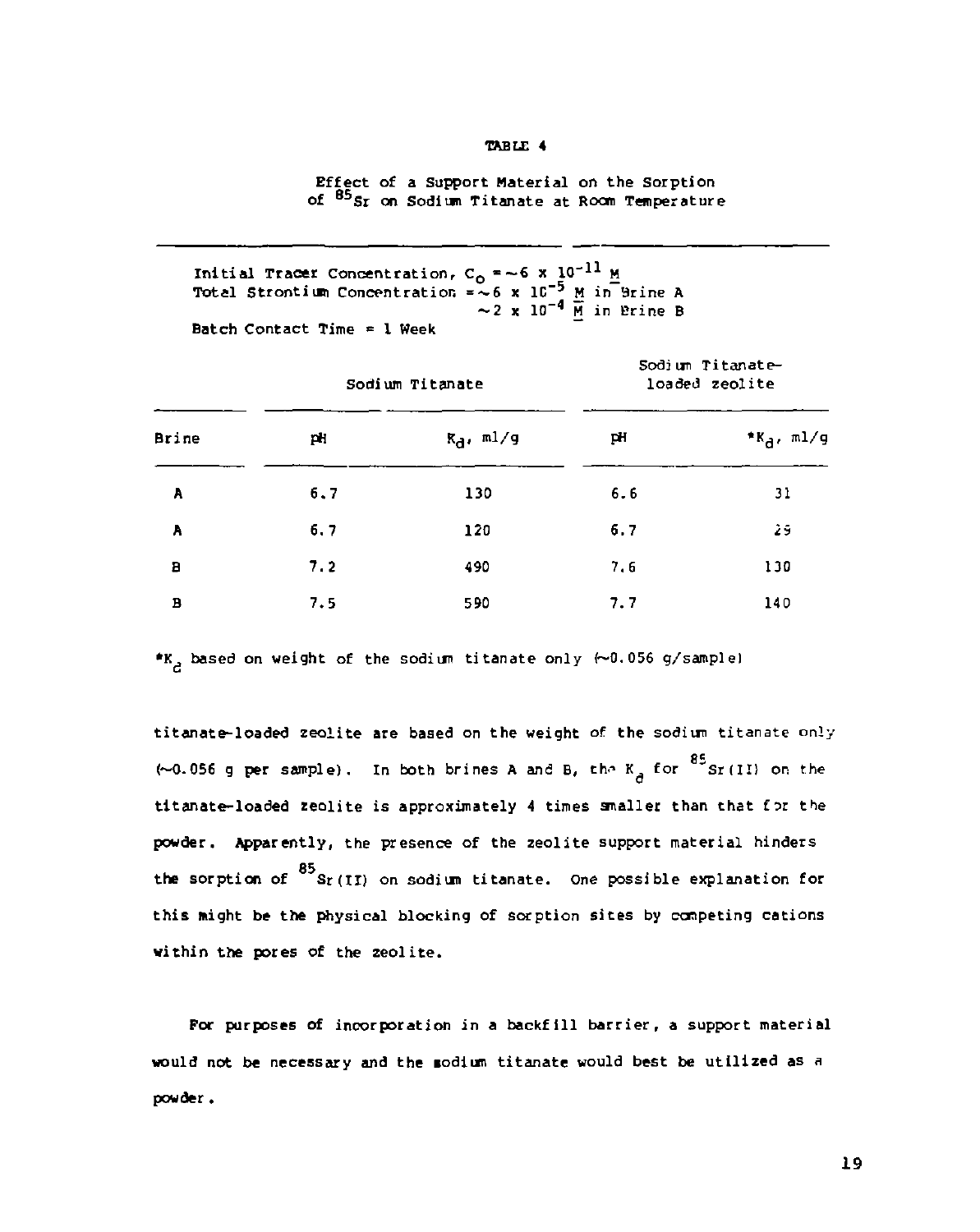TABLE 4

Effect of a Support Material on the Sorption of $^{85}Sr$ on Sodium Titanate at Room Temperature

Initial Tracer Concentration, $C_o$ = ~6 x $10^{-11}$ M
Total Strontium Concentration = ~6 x $10^{-5}$ M in Brine A
~2 x $10^{-4}$ M in Brine B
Batch Contact Time = 1 Week

| | Sodium Titanate | | Sodium Titanate-loaded zeolite | |
|---|---|---|---|---|
| Brine | pH | $K_d$, ml/g | pH | *$K_d$, ml/g |
| A | 6.7 | 130 | 6.6 | 31 |
| A | 6.7 | 120 | 6.7 | 29 |
| B | 7.2 | 490 | 7.6 | 130 |
| B | 7.5 | 590 | 7.7 | 140 |

*$K_d$ based on weight of the sodium titanate only (~0.056 g/sample)

titanate-loaded zeolite are based on the weight of the sodium titanate only (~0.056 g per sample). In both brines A and B, the $K_d$ for $^{85}Sr(II)$ on the titanate-loaded zeolite is approximately 4 times smaller than that for the powder. Apparently, the presence of the zeolite support material hinders the sorption of $^{85}Sr(II)$ on sodium titanate. One possible explanation for this might be the physical blocking of sorption sites by competing cations within the pores of the zeolite.

For purposes of incorporation in a backfill barrier, a support material would not be necessary and the sodium titanate would best be utilized as a powder.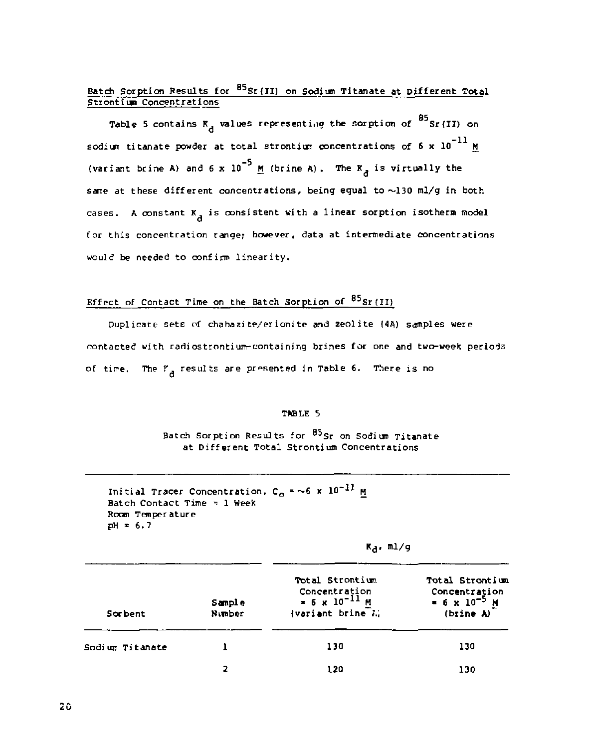Batch Sorption Results for $^{85}Sr(II)$ on Sodium Titanate at Different Total Strontium Concentrations

Table 5 contains $K_d$ values representing the sorption of $^{85}Sr(II)$ on sodium titanate powder at total strontium concentrations of $6 \times 10^{-11}$ M (variant brine A) and $6 \times 10^{-5}$ M (brine A). The $K_d$ is virtually the same at these different concentrations, being equal to ~130 ml/g in both cases. A constant $K_d$ is consistent with a linear sorption isotherm model for this concentration range; however, data at intermediate concentrations would be needed to confirm linearity.

Effect of Contact Time on the Batch Sorption of $^{85}Sr(II)$

Duplicate sets of chabazite/erionite and zeolite (4A) samples were contacted with radiostrontium-containing brines for one and two-week periods of time. The $K_d$ results are presented in Table 6. There is no

TABLE 5

Batch Sorption Results for $^{85}Sr$ on Sodium Titanate at Different Total Strontium Concentrations

Initial Tracer Concentration, $C_o$ = ~$6 \times 10^{-11}$ M
Batch Contact Time = 1 Week
Room Temperature
pH = 6.7

| Sorbent | Sample Number | $K_d$, ml/g: Total Strontium Concentration = $6 \times 10^{-11}$ M (variant brine A) | $K_d$, ml/g: Total Strontium Concentration = $6 \times 10^{-5}$ M (brine A) |
|---|---|---|---|
| Sodium Titanate | 1 | 130 | 130 |
| | 2 | 120 | 130 |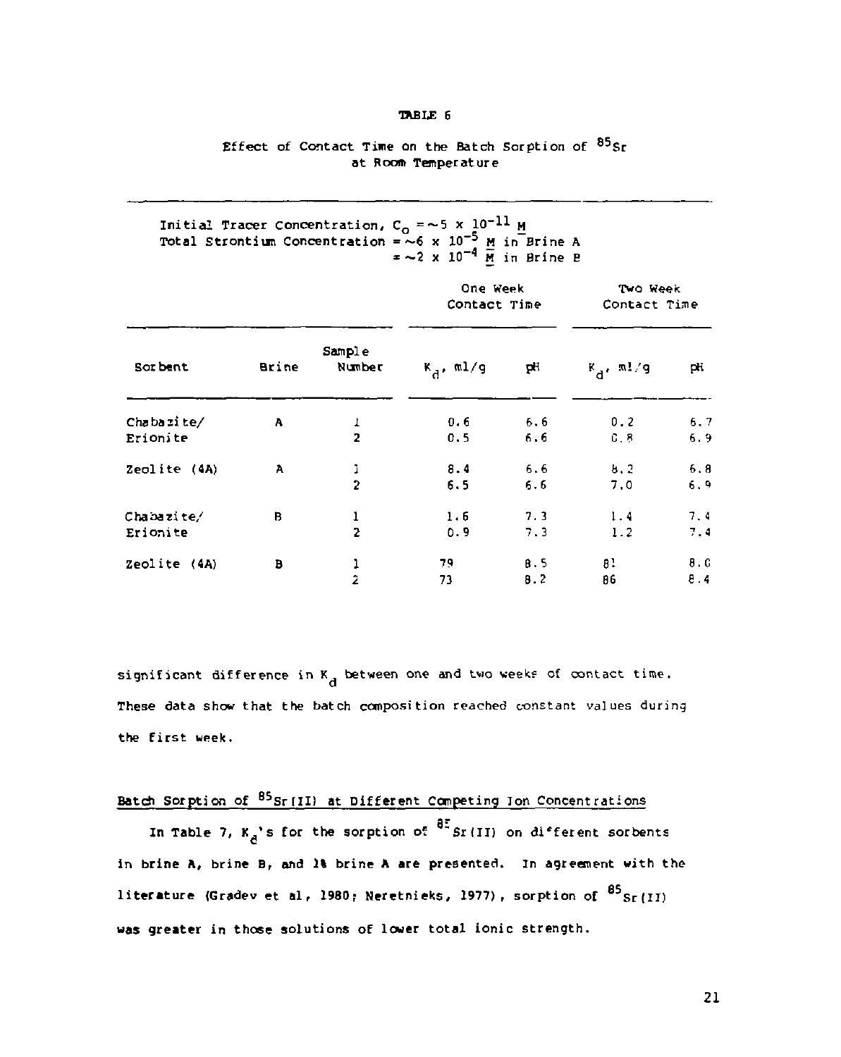TABLE 6

Effect of Contact Time on the Batch Sorption of $^{85}Sr$ at Room Temperature

Initial Tracer Concentration, $C_o = \sim 5 \times 10^{-11}$ $\underline{M}$
Total Strontium Concentration = $\sim 6 \times 10^{-5}$ $\underline{M}$ in Brine A
= $\sim 2 \times 10^{-4}$ $\underline{M}$ in Brine B

| | | | One Week Contact Time | | Two Week Contact Time | |
|---|---|---|---|---|---|---|
| Sorbent | Brine | Sample Number | $K_d$, ml/g | pH | $K_d$, ml/g | pH |
| Chabazite/ Erionite | A | 1 | 0.6 | 6.6 | 0.2 | 6.7 |
| | | 2 | 0.5 | 6.6 | 0.8 | 6.9 |
| Zeolite (4A) | A | 1 | 8.4 | 6.6 | 8.2 | 6.8 |
| | | 2 | 6.5 | 6.6 | 7.0 | 6.9 |
| Chabazite/ Erionite | B | 1 | 1.6 | 7.3 | 1.4 | 7.4 |
| | | 2 | 0.9 | 7.3 | 1.2 | 7.4 |
| Zeolite (4A) | B | 1 | 79 | 8.5 | 81 | 8.0 |
| | | 2 | 73 | 8.2 | 86 | 8.4 |

significant difference in $K_d$ between one and two weeks of contact time. These data show that the batch composition reached constant values during the first week.

## Batch Sorption of $^{85}Sr(II)$ at Different Competing Ion Concentrations

In Table 7, $K_d$'s for the sorption of $^{85}Sr(II)$ on different sorbents in brine A, brine B, and 1% brine A are presented. In agreement with the literature (Gradev et al, 1980; Neretnieks, 1977), sorption of $^{85}Sr(II)$ was greater in those solutions of lower total ionic strength.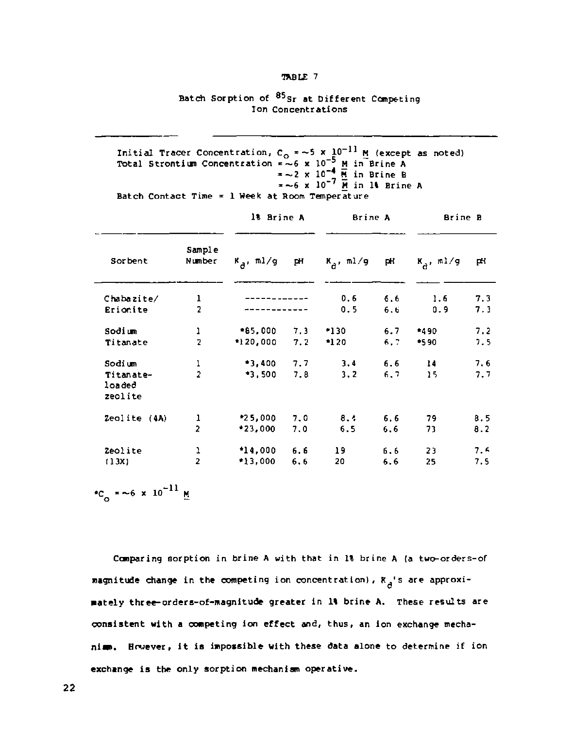TABLE 7

Batch Sorption of $^{85}Sr$ at Different Competing Ion Concentrations

Initial Tracer Concentration, $C_o$ = ~5 x $10^{-11}$ M (except as noted)
Total Strontium Concentration = ~6 x $10^{-5}$ M in Brine A
= ~2 x $10^{-4}$ M in Brine B
= ~6 x $10^{-7}$ M in 1% Brine A
Batch Contact Time = 1 Week at Room Temperature

| Sorbent | Sample Number | 1% Brine A | | Brine A | | Brine B | |
|---|---|---|---|---|---|---|---|
| | | $K_d$, ml/g | pH | $K_d$, ml/g | pH | $K_d$, ml/g | pH |
| Chabazite/ | 1 | ------------ | | 0.6 | 6.6 | 1.6 | 7.3 |
| Erionite | 2 | ------------ | | 0.5 | 6.6 | 0.9 | 7.3 |
| Sodium | 1 | *65,000 | 7.3 | *130 | 6.7 | *490 | 7.2 |
| Titanate | 2 | *120,000 | 7.2 | *120 | 6.7 | *590 | 7.5 |
| Sodium | 1 | *3,400 | 7.7 | 3.4 | 6.6 | 14 | 7.6 |
| Titanate-loaded zeolite | 2 | *3,500 | 7.8 | 3.2 | 6.7 | 15 | 7.7 |
| Zeolite (4A) | 1 | *25,000 | 7.0 | 8.4 | 6.6 | 79 | 8.5 |
| | 2 | *23,000 | 7.0 | 6.5 | 6.6 | 73 | 8.2 |
| Zeolite | 1 | *14,000 | 6.6 | 19 | 6.6 | 23 | 7.6 |
| (13X) | 2 | *13,000 | 6.6 | 20 | 6.6 | 25 | 7.5 |

*$C_o$ = ~6 x $10^{-11}$ M

Comparing sorption in brine A with that in 1% brine A (a two-orders-of magnitude change in the competing ion concentration), $K_d$'s are approximately three-orders-of-magnitude greater in 1% brine A. These results are consistent with a competing ion effect and, thus, an ion exchange mechanism. However, it is impossible with these data alone to determine if ion exchange is the only sorption mechanism operative.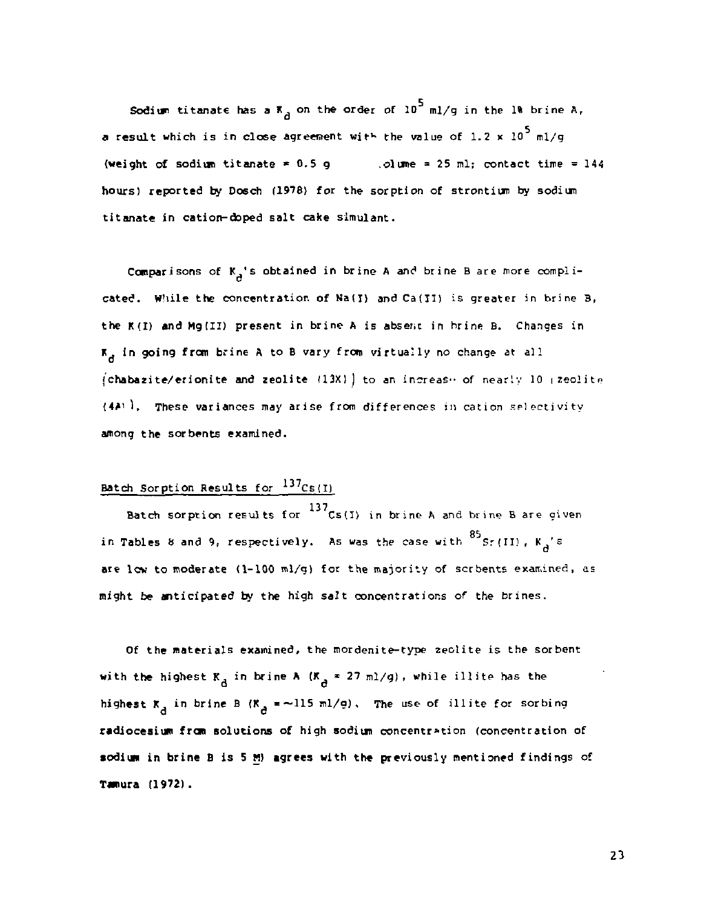Sodium titanate has a $K_d$ on the order of $10^5$ ml/g in the 1% brine A, a result which is in close agreement with the value of $1.2 \times 10^5$ ml/g (weight of sodium titanate = 0.5 g .olume = 25 ml; contact time = 144 hours) reported by Dosch (1978) for the sorption of strontium by sodium titanate in cation-doped salt cake simulant.

Comparisons of $K_d$'s obtained in brine A and brine B are more complicated. While the concentration of Na(I) and Ca(II) is greater in brine B, the K(I) and Mg(II) present in brine A is absent in brine B. Changes in $K_d$ in going from brine A to B vary from virtually no change at all (chabazite/erionite and zeolite (13X)) to an increase of nearly 10 (zeolite (4A)). These variances may arise from differences in cation selectivity among the sorbents examined.

## Batch Sorption Results for $^{137}Cs(I)$

Batch sorption results for $^{137}Cs(I)$ in brine A and brine B are given in Tables 8 and 9, respectively. As was the case with $^{85}Sr(II)$, $K_d$'s are low to moderate (1-100 ml/g) for the majority of sorbents examined, as might be anticipated by the high salt concentrations of the brines.

Of the materials examined, the mordenite-type zeolite is the sorbent with the highest $K_d$ in brine A ($K_d$ = 27 ml/g), while illite has the highest $K_d$ in brine B ($K_d$ = ~115 ml/g). The use of illite for sorbing radiocesium from solutions of high sodium concentration (concentration of sodium in brine B is 5 M) agrees with the previously mentioned findings of Tamura (1972).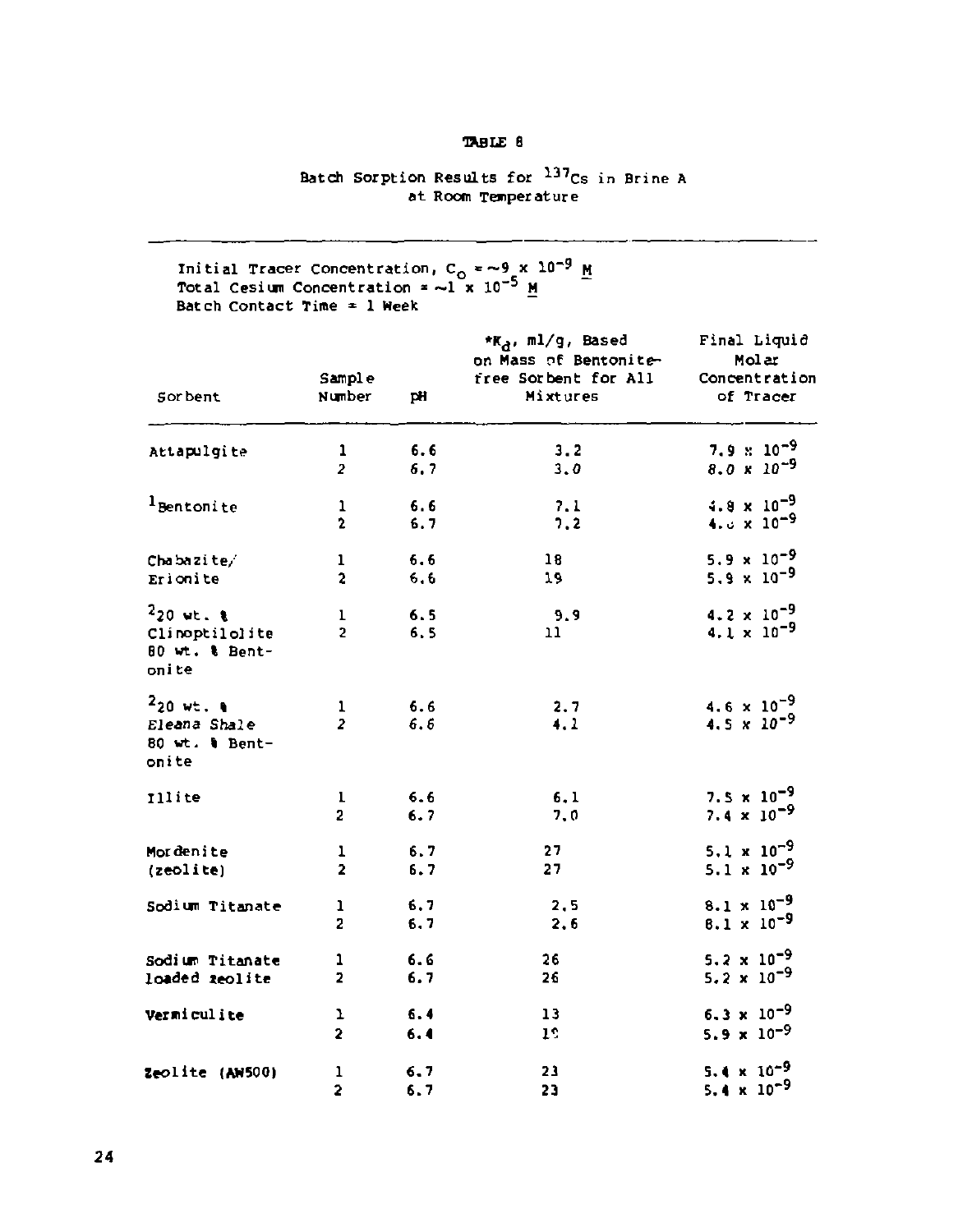TABLE 8

Batch Sorption Results for $^{137}Cs$ in Brine A at Room Temperature

Initial Tracer Concentration, $C_o$ = ~9 x $10^{-9}$ M
Total Cesium Concentration = ~1 x $10^{-5}$ M
Batch Contact Time = 1 Week

| Sorbent | Sample Number | pH | *$K_d$, ml/g, Based on Mass of Bentonite-free Sorbent for All Mixtures | Final Liquid Molar Concentration of Tracer |
|---|---|---|---|---|
| Attapulgite | 1 | 6.6 | 3.2 | 7.9 x $10^{-9}$ |
| | 2 | 6.7 | 3.0 | 8.0 x $10^{-9}$ |
| [1]Bentonite | 1 | 6.6 | 7.1 | 4.8 x $10^{-9}$ |
| | 2 | 6.7 | 7.2 | 4.ó x $10^{-9}$ |
| Chabazite/ Erionite | 1 | 6.6 | 18 | 5.9 x $10^{-9}$ |
| | 2 | 6.6 | 19 | 5.9 x $10^{-9}$ |
| [2]20 wt. % Clinoptilolite 80 wt. % Bentonite | 1 | 6.5 | 9.9 | 4.2 x $10^{-9}$ |
| | 2 | 6.5 | 11 | 4.1 x $10^{-9}$ |
| [2]20 wt. % Eleana Shale 80 wt. % Bentonite | 1 | 6.6 | 2.7 | 4.6 x $10^{-9}$ |
| | 2 | 6.6 | 4.1 | 4.5 x $10^{-9}$ |
| Illite | 1 | 6.6 | 6.1 | 7.5 x $10^{-9}$ |
| | 2 | 6.7 | 7.0 | 7.4 x $10^{-9}$ |
| Mordenite (zeolite) | 1 | 6.7 | 27 | 5.1 x $10^{-9}$ |
| | 2 | 6.7 | 27 | 5.1 x $10^{-9}$ |
| Sodium Titanate | 1 | 6.7 | 2.5 | 8.1 x $10^{-9}$ |
| | 2 | 6.7 | 2.6 | 8.1 x $10^{-9}$ |
| Sodium Titanate loaded zeolite | 1 | 6.6 | 26 | 5.2 x $10^{-9}$ |
| | 2 | 6.7 | 26 | 5.2 x $10^{-9}$ |
| Vermiculite | 1 | 6.4 | 13 | 6.3 x $10^{-9}$ |
| | 2 | 6.4 | 1? | 5.9 x $10^{-9}$ |
| Zeolite (AW500) | 1 | 6.7 | 23 | 5.4 x $10^{-9}$ |
| | 2 | 6.7 | 23 | 5.4 x $10^{-9}$ |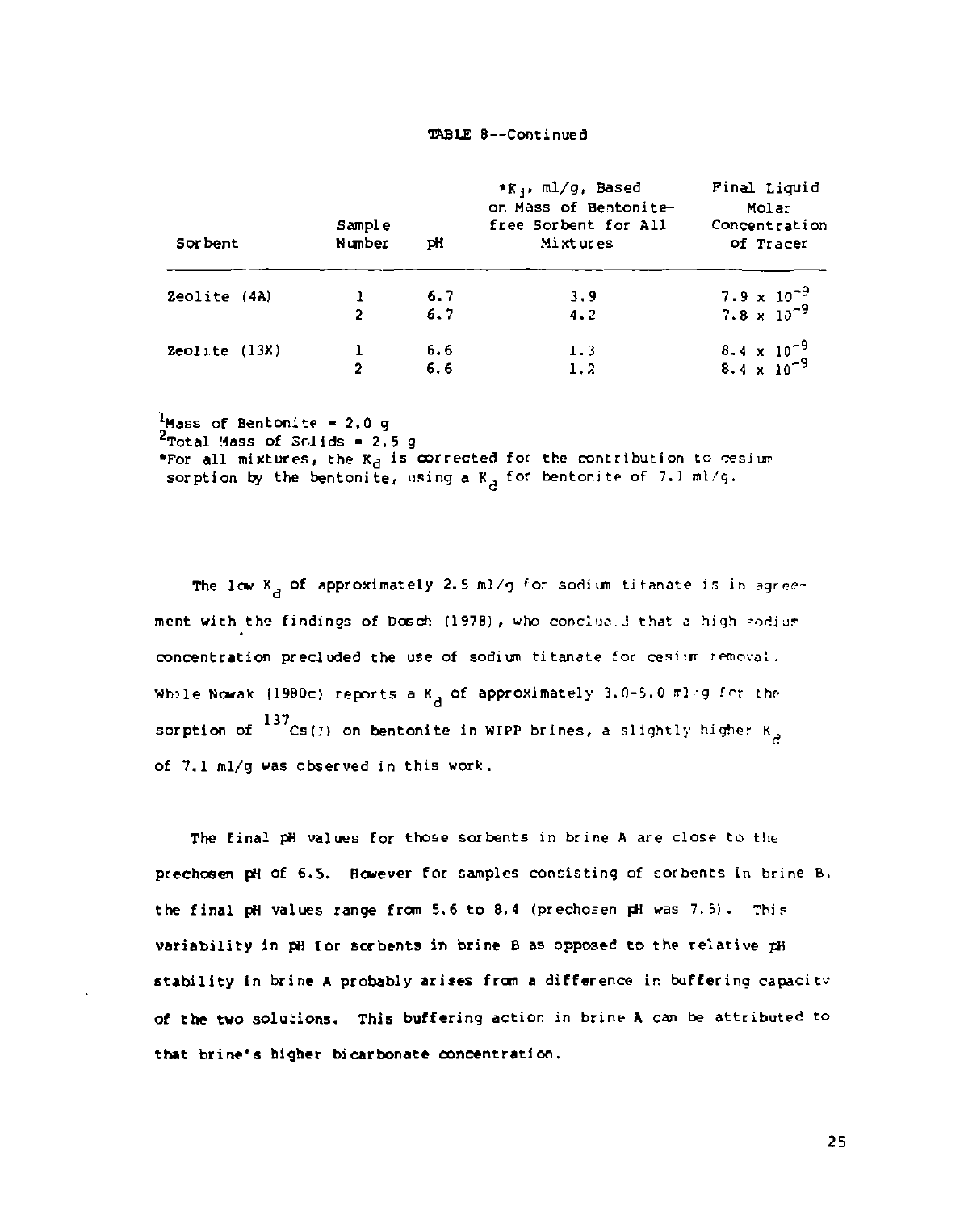TABLE 8--Continued

| Sorbent | Sample Number | pH | * $K_d$, ml/g, Based on Mass of Bentonite-free Sorbent for All Mixtures | Final Liquid Molar Concentration of Tracer |
|---|---|---|---|---|
| Zeolite (4A) | 1 | 6.7 | 3.9 | $7.9 \times 10^{-9}$ |
| | 2 | 6.7 | 4.2 | $7.8 \times 10^{-9}$ |
| Zeolite (13X) | 1 | 6.6 | 1.3 | $8.4 \times 10^{-9}$ |
| | 2 | 6.6 | 1.2 | $8.4 \times 10^{-9}$ |

[1] Mass of Bentonite = 2.0 g
[2] Total Mass of Solids = 2.5 g
*For all mixtures, the $K_d$ is corrected for the contribution to cesium sorption by the bentonite, using a $K_d$ for bentonite of 7.1 ml/g.

The low $K_d$ of approximately 2.5 ml/g for sodium titanate is in agreement with the findings of Dosch (1978), who concluded that a high sodium concentration precluded the use of sodium titanate for cesium removal. While Nowak (1980c) reports a $K_d$ of approximately 3.0-5.0 ml/g for the sorption of $^{137}Cs(I)$ on bentonite in WIPP brines, a slightly higher $K_d$ of 7.1 ml/g was observed in this work.

The final pH values for those sorbents in brine A are close to the prechosen pH of 6.5. However for samples consisting of sorbents in brine B, the final pH values range from 5.6 to 8.4 (prechosen pH was 7.5). This variability in pH for sorbents in brine B as opposed to the relative pH stability in brine A probably arises from a difference in buffering capacity of the two solutions. This buffering action in brine A can be attributed to that brine's higher bicarbonate concentration.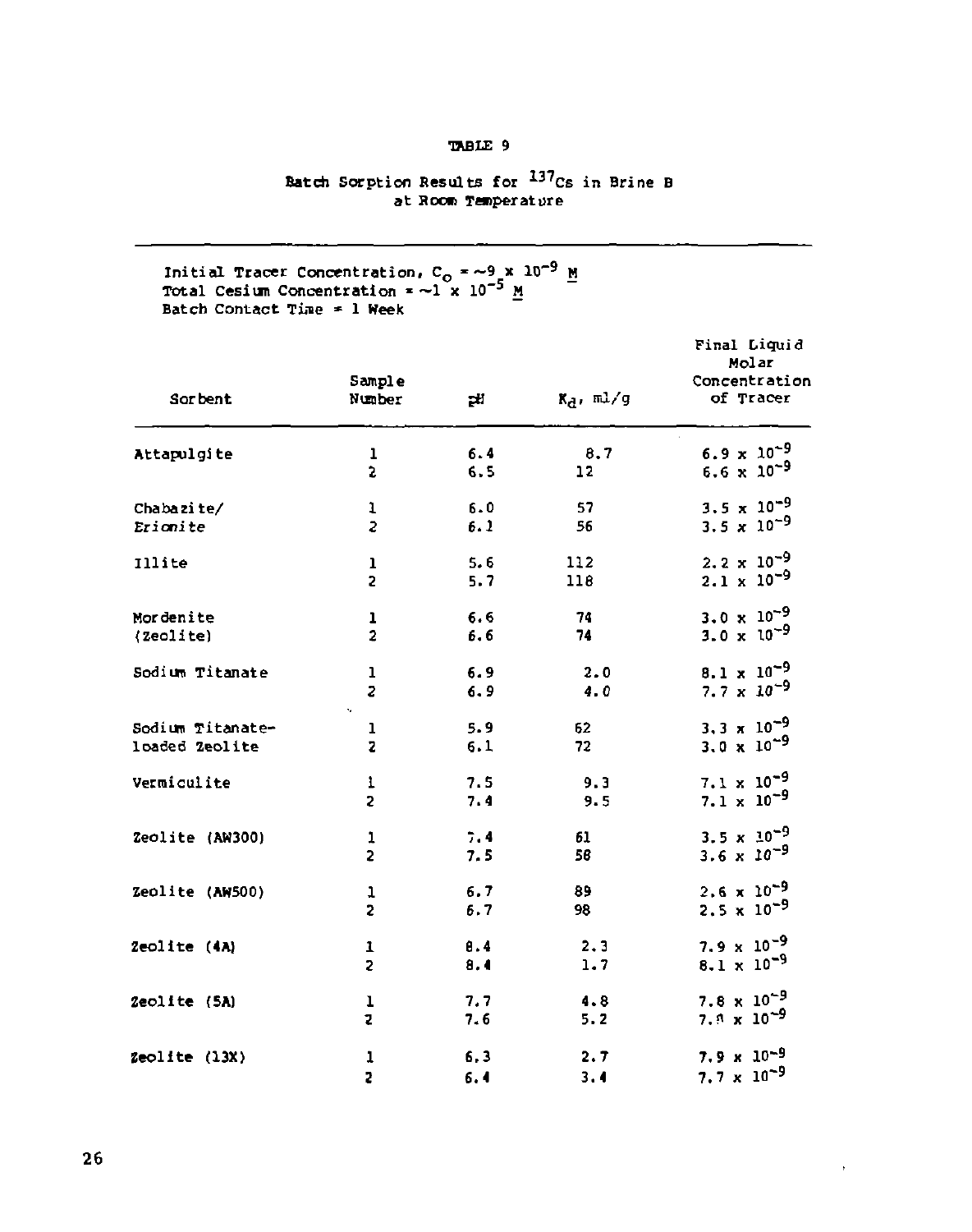TABLE 9

Batch Sorption Results for $^{137}Cs$ in Brine B at Room Temperature

Initial Tracer Concentration, $C_o$ = ~9 x $10^{-9}$ M
Total Cesium Concentration = ~1 x $10^{-5}$ M
Batch Contact Time = 1 Week

| Sorbent | Sample Number | pH | $K_d$, ml/g | Final Liquid Molar Concentration of Tracer |
|---|---|---|---|---|
| Attapulgite | 1 | 6.4 | 8.7 | 6.9 x $10^{-9}$ |
| | 2 | 6.5 | 12 | 6.6 x $10^{-9}$ |
| Chabazite/ Erionite | 1 | 6.0 | 57 | 3.5 x $10^{-9}$ |
| | 2 | 6.1 | 56 | 3.5 x $10^{-9}$ |
| Illite | 1 | 5.6 | 112 | 2.2 x $10^{-9}$ |
| | 2 | 5.7 | 118 | 2.1 x $10^{-9}$ |
| Mordenite (Zeolite) | 1 | 6.6 | 74 | 3.0 x $10^{-9}$ |
| | 2 | 6.6 | 74 | 3.0 x $10^{-9}$ |
| Sodium Titanate | 1 | 6.9 | 2.0 | 8.1 x $10^{-9}$ |
| | 2 | 6.9 | 4.0 | 7.7 x $10^{-9}$ |
| Sodium Titanate-loaded Zeolite | 1 | 5.9 | 62 | 3.3 x $10^{-9}$ |
| | 2 | 6.1 | 72 | 3.0 x $10^{-9}$ |
| Vermiculite | 1 | 7.5 | 9.3 | 7.1 x $10^{-9}$ |
| | 2 | 7.4 | 9.5 | 7.1 x $10^{-9}$ |
| Zeolite (AW300) | 1 | 7.4 | 61 | 3.5 x $10^{-9}$ |
| | 2 | 7.5 | 58 | 3.6 x $10^{-9}$ |
| Zeolite (AW500) | 1 | 6.7 | 89 | 2.6 x $10^{-9}$ |
| | 2 | 6.7 | 98 | 2.5 x $10^{-9}$ |
| Zeolite (4A) | 1 | 8.4 | 2.3 | 7.9 x $10^{-9}$ |
| | 2 | 8.4 | 1.7 | 8.1 x $10^{-9}$ |
| Zeolite (5A) | 1 | 7.7 | 4.8 | 7.8 x $10^{-9}$ |
| | 2 | 7.6 | 5.2 | 7.8 x $10^{-9}$ |
| Zeolite (13X) | 1 | 6.3 | 2.7 | 7.9 x $10^{-9}$ |
| | 2 | 6.4 | 3.4 | 7.7 x $10^{-9}$ |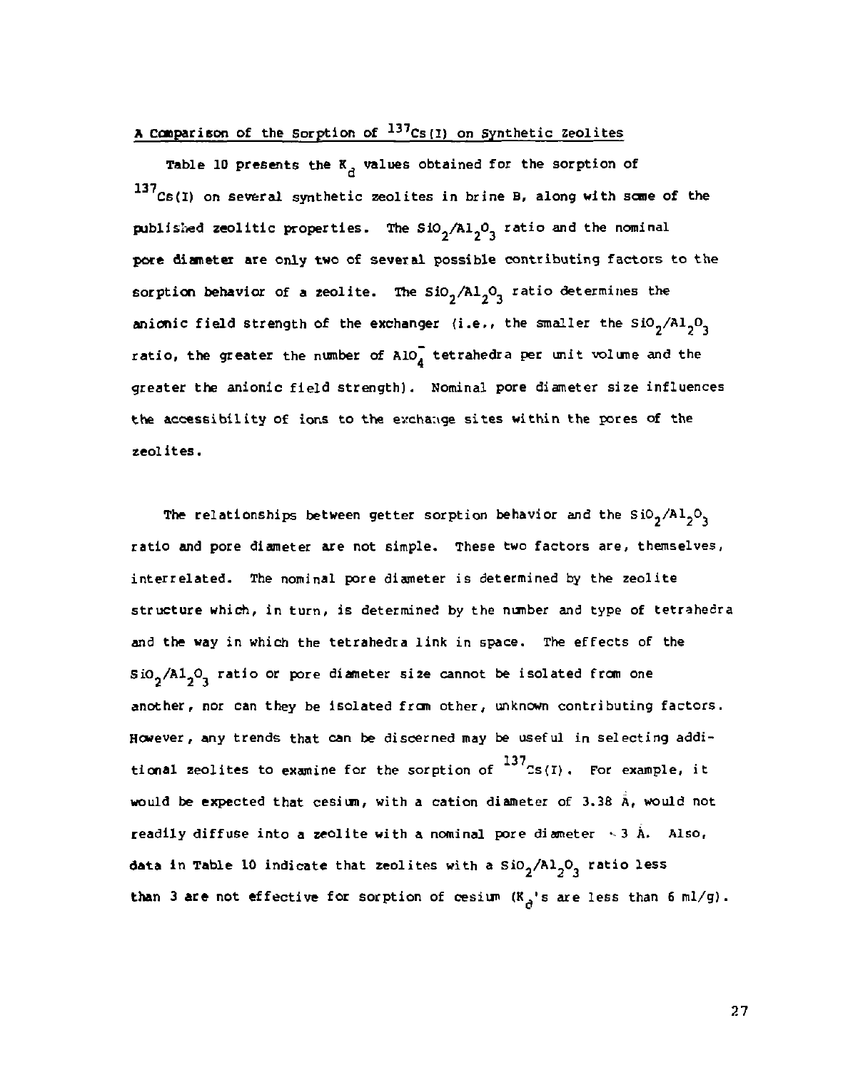## A Comparison of the Sorption of $^{137}Cs(I)$ on Synthetic Zeolites

Table 10 presents the $K_d$ values obtained for the sorption of $^{137}Cs(I)$ on several synthetic zeolites in brine B, along with some of the published zeolitic properties. The $SiO_2/Al_2O_3$ ratio and the nominal pore diameter are only two of several possible contributing factors to the sorption behavior of a zeolite. The $SiO_2/Al_2O_3$ ratio determines the anionic field strength of the exchanger (i.e., the smaller the $SiO_2/Al_2O_3$ ratio, the greater the number of $AlO_4^-$ tetrahedra per unit volume and the greater the anionic field strength). Nominal pore diameter size influences the accessibility of ions to the exchange sites within the pores of the zeolites.

The relationships between getter sorption behavior and the $SiO_2/Al_2O_3$ ratio and pore diameter are not simple. These two factors are, themselves, interrelated. The nominal pore diameter is determined by the zeolite structure which, in turn, is determined by the number and type of tetrahedra and the way in which the tetrahedra link in space. The effects of the $SiO_2/Al_2O_3$ ratio or pore diameter size cannot be isolated from one another, nor can they be isolated from other, unknown contributing factors. However, any trends that can be discerned may be useful in selecting additional zeolites to examine for the sorption of $^{137}Cs(I)$. For example, it would be expected that cesium, with a cation diameter of 3.38 Å, would not readily diffuse into a zeolite with a nominal pore diameter ~3 Å. Also, data in Table 10 indicate that zeolites with a $SiO_2/Al_2O_3$ ratio less than 3 are not effective for sorption of cesium ($K_d$'s are less than 6 ml/g).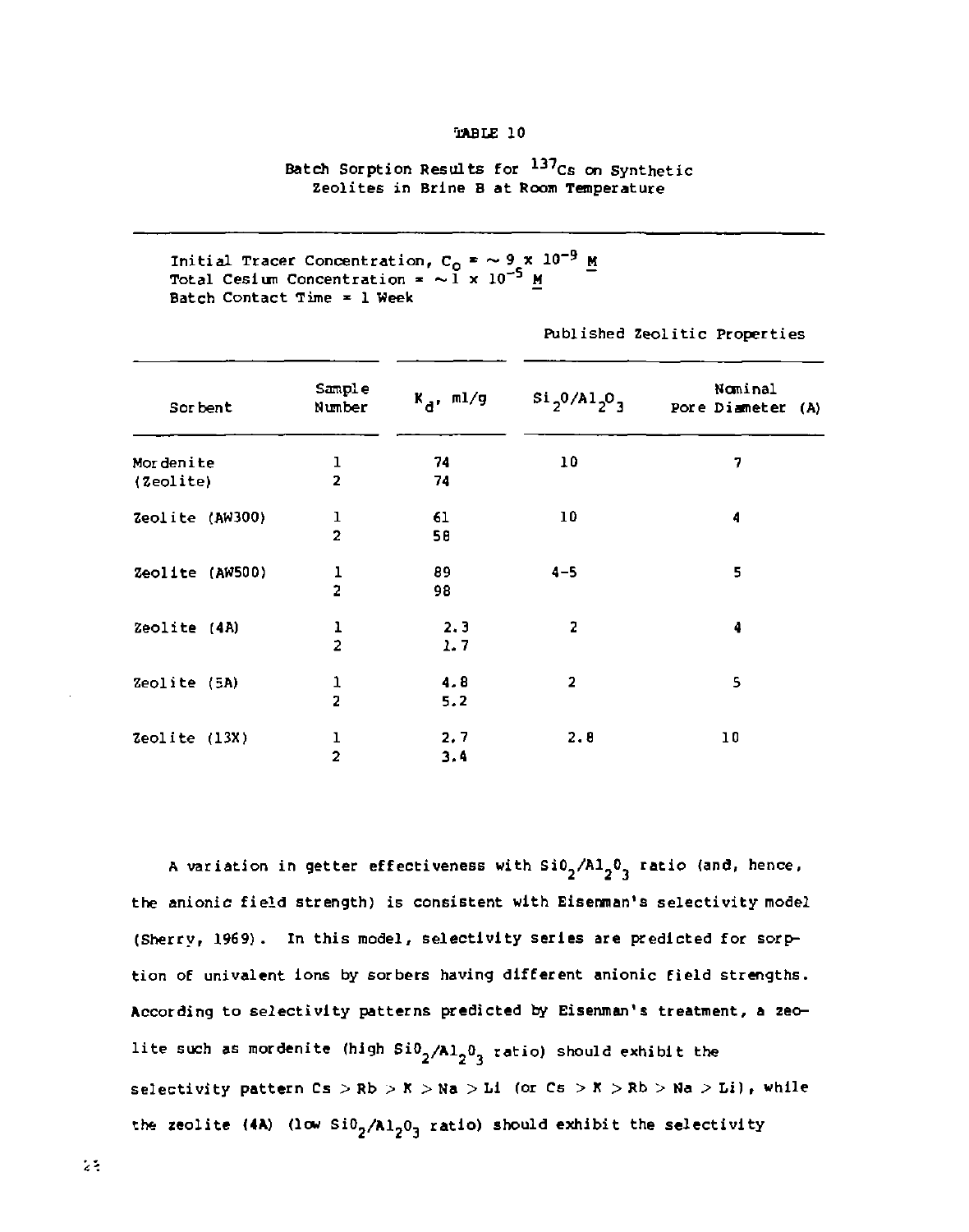TABLE 10

Batch Sorption Results for $^{137}Cs$ on Synthetic Zeolites in Brine B at Room Temperature

Initial Tracer Concentration, $C_o = \sim 9 \times 10^{-9}$ M
Total Cesium Concentration = $\sim 1 \times 10^{-5}$ M
Batch Contact Time = 1 Week

| Sorbent | Sample Number | $K_d$, ml/g | Published Zeolitic Properties: $SiO_2/Al_2O_3$ | Published Zeolitic Properties: Nominal Pore Diameter (A) |
|---|---|---|---|---|
| Mordenite (Zeolite) | 1 | 74 | 10 | 7 |
| | 2 | 74 | | |
| Zeolite (AW300) | 1 | 61 | 10 | 4 |
| | 2 | 58 | | |
| Zeolite (AW500) | 1 | 89 | 4–5 | 5 |
| | 2 | 98 | | |
| Zeolite (4A) | 1 | 2.3 | 2 | 4 |
| | 2 | 1.7 | | |
| Zeolite (5A) | 1 | 4.8 | 2 | 5 |
| | 2 | 5.2 | | |
| Zeolite (13X) | 1 | 2.7 | 2.8 | 10 |
| | 2 | 3.4 | | |

A variation in getter effectiveness with $SiO_2/Al_2O_3$ ratio (and, hence, the anionic field strength) is consistent with Eisenman's selectivity model (Sherry, 1969). In this model, selectivity series are predicted for sorption of univalent ions by sorbers having different anionic field strengths. According to selectivity patterns predicted by Eisenman's treatment, a zeolite such as mordenite (high $SiO_2/Al_2O_3$ ratio) should exhibit the selectivity pattern Cs > Rb > K > Na > Li (or Cs > K > Rb > Na > Li), while the zeolite (4A) (low $SiO_2/Al_2O_3$ ratio) should exhibit the selectivity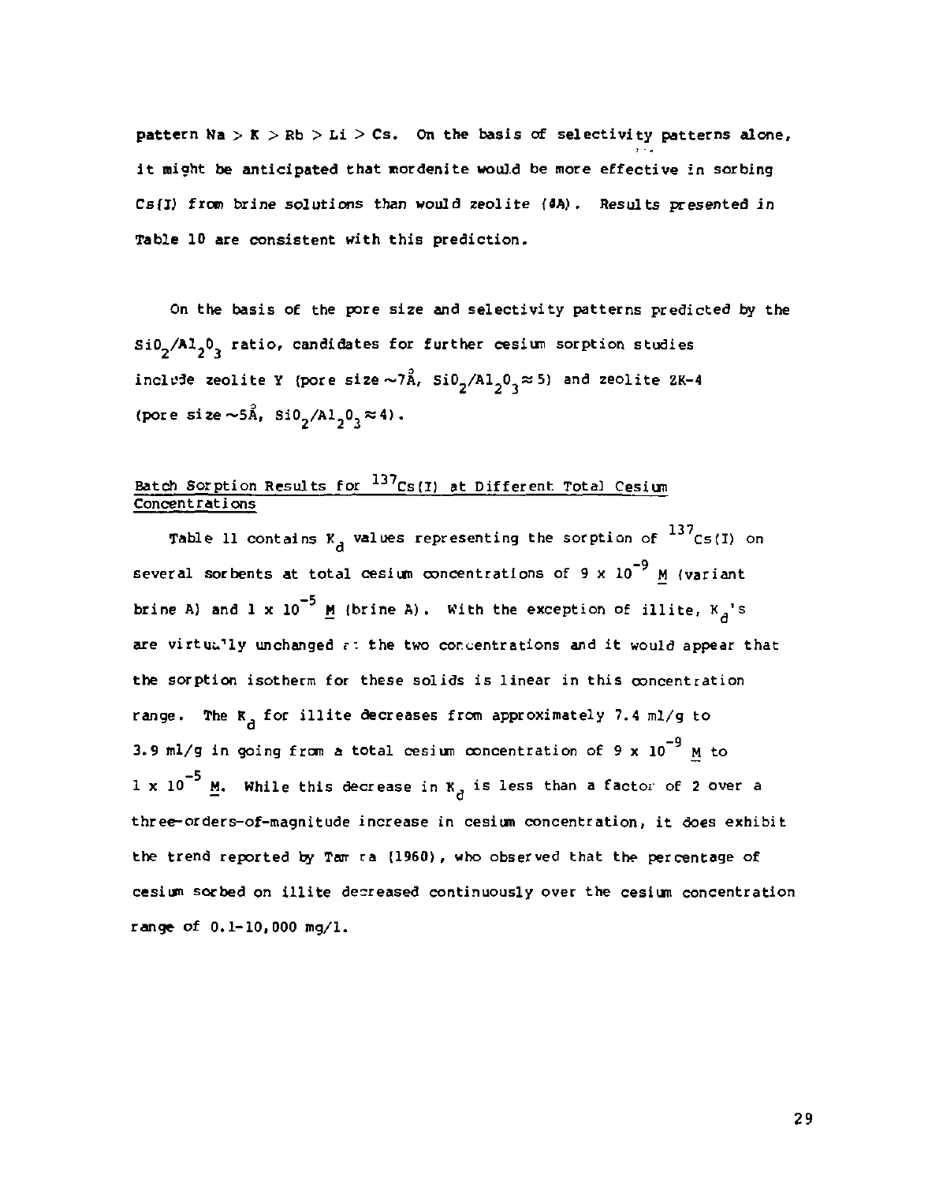pattern Na > K > Rb > Li > Cs. On the basis of selectivity patterns alone, it might be anticipated that mordenite would be more effective in sorbing Cs(I) from brine solutions than would zeolite (4A). Results presented in Table 10 are consistent with this prediction.

On the basis of the pore size and selectivity patterns predicted by the $SiO_2/Al_2O_3$ ratio, candidates for further cesium sorption studies include zeolite Y (pore size ~7Å, $SiO_2/Al_2O_3 \approx 5$) and zeolite ZK-4 (pore size ~5Å, $SiO_2/Al_2O_3 \approx 4$).

## Batch Sorption Results for $^{137}Cs(I)$ at Different Total Cesium Concentrations

Table 11 contains $K_d$ values representing the sorption of $^{137}Cs(I)$ on several sorbents at total cesium concentrations of $9 \times 10^{-9}$ M (variant brine A) and $1 \times 10^{-5}$ M (brine A). With the exception of illite, $K_d$'s are virtually unchanged at the two concentrations and it would appear that the sorption isotherm for these solids is linear in this concentration range. The $K_d$ for illite decreases from approximately 7.4 ml/g to 3.9 ml/g in going from a total cesium concentration of $9 \times 10^{-9}$ M to $1 \times 10^{-5}$ M. While this decrease in $K_d$ is less than a factor of 2 over a three-orders-of-magnitude increase in cesium concentration, it does exhibit the trend reported by Tamura (1960), who observed that the percentage of cesium sorbed on illite decreased continuously over the cesium concentration range of 0.1-10,000 mg/l.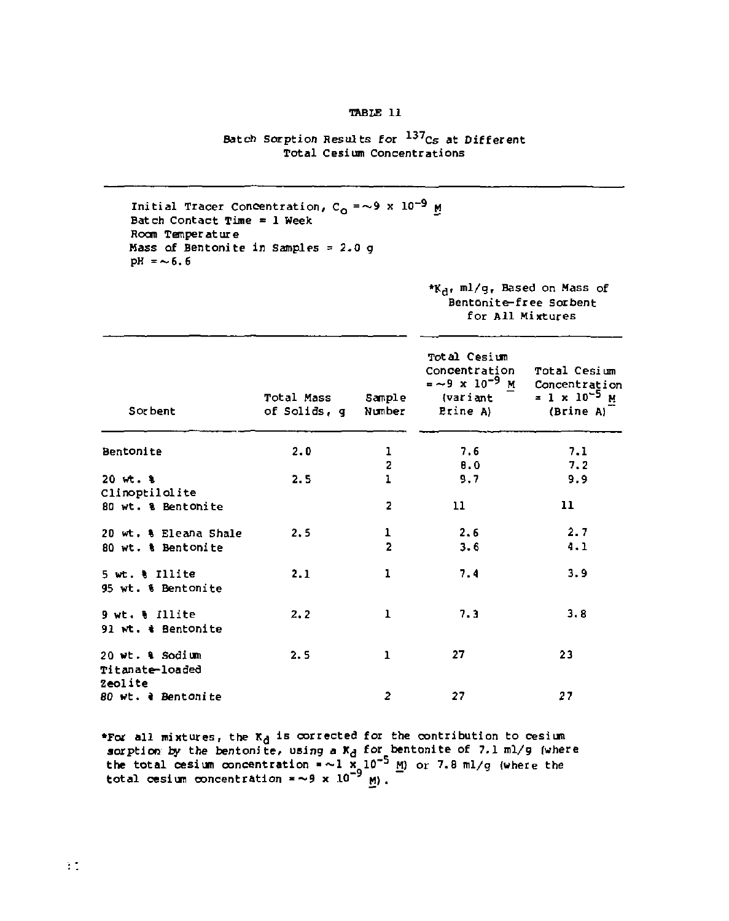TABLE 11

Batch Sorption Results for $^{137}Cs$ at Different Total Cesium Concentrations

Initial Tracer Concentration, $C_o = \sim 9 \times 10^{-9}$ M
Batch Contact Time = 1 Week
Room Temperature
Mass of Bentonite in Samples = 2.0 g
pH = ~6.6

| Sorbent | Total Mass of Solids, g | Sample Number | *$K_d$, ml/g, Based on Mass of Bentonite-free Sorbent for All Mixtures: Total Cesium Concentration = ~$9 \times 10^{-9}$ M (variant Brine A) | Total Cesium Concentration = $1 \times 10^{-5}$ M (Brine A) |
|---|---|---|---|---|
| Bentonite | 2.0 | 1 | 7.6 | 7.1 |
| | | 2 | 8.0 | 7.2 |
| 20 wt. % Clinoptilolite | 2.5 | 1 | 9.7 | 9.9 |
| 80 wt. % Bentonite | | 2 | 11 | 11 |
| 20 wt. % Eleana Shale | 2.5 | 1 | 2.6 | 2.7 |
| 80 wt. % Bentonite | | 2 | 3.6 | 4.1 |
| 5 wt. % Illite 95 wt. % Bentonite | 2.1 | 1 | 7.4 | 3.9 |
| 9 wt. % Illite 91 wt. % Bentonite | 2.2 | 1 | 7.3 | 3.8 |
| 20 wt. % Sodium Titanate-loaded Zeolite | 2.5 | 1 | 27 | 23 |
| 80 wt. % Bentonite | | 2 | 27 | 27 |

*For all mixtures, the $K_d$ is corrected for the contribution to cesium sorption by the bentonite, using a $K_d$ for bentonite of 7.1 ml/g (where the total cesium concentration = ~$1 \times 10^{-5}$ M) or 7.8 ml/g (where the total cesium concentration = ~$9 \times 10^{-9}$ M).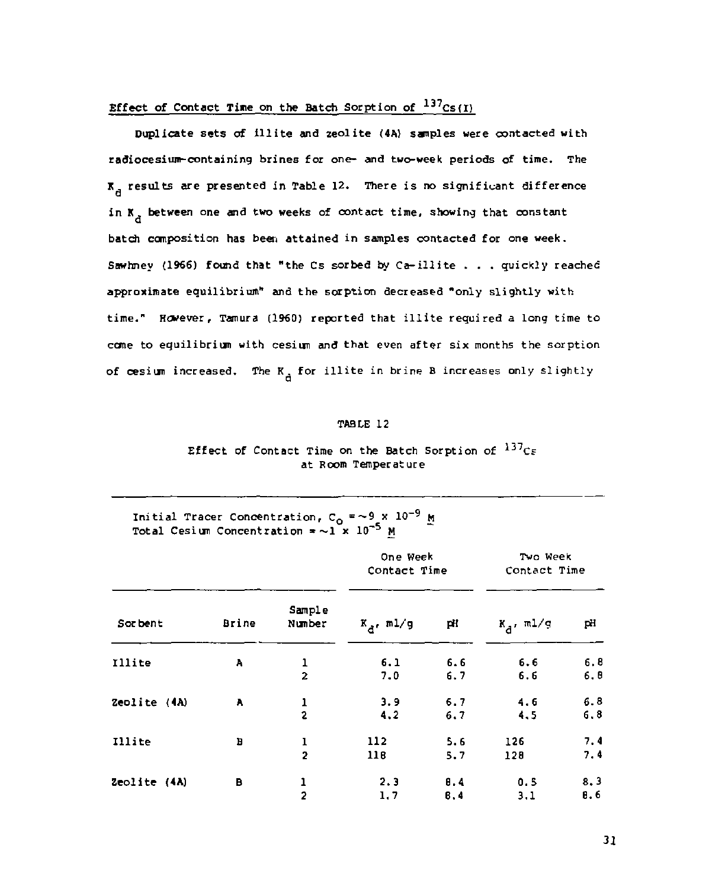## Effect of Contact Time on the Batch Sorption of $^{137}Cs(I)$

Duplicate sets of illite and zeolite (4A) samples were contacted with radiocesium-containing brines for one- and two-week periods of time. The $K_d$ results are presented in Table 12. There is no significant difference in $K_d$ between one and two weeks of contact time, showing that constant batch composition has been attained in samples contacted for one week. Sawhney (1966) found that "the Cs sorbed by Ca-illite . . . quickly reached approximate equilibrium" and the sorption decreased "only slightly with time." However, Tamura (1960) reported that illite required a long time to come to equilibrium with cesium and that even after six months the sorption of cesium increased. The $K_d$ for illite in brine B increases only slightly

TABLE 12

Effect of Contact Time on the Batch Sorption of $^{137}Cs$ at Room Temperature

Initial Tracer Concentration, $C_o = \sim 9 \times 10^{-9}$ M
Total Cesium Concentration = $\sim 1 \times 10^{-5}$ M

| | | | One Week Contact Time | | Two Week Contact Time | |
|---|---|---|---|---|---|---|
| Sorbent | Brine | Sample Number | $K_d$, ml/g | pH | $K_d$, ml/g | pH |
| Illite | A | 1 | 6.1 | 6.6 | 6.6 | 6.8 |
| | | 2 | 7.0 | 6.7 | 6.6 | 6.8 |
| Zeolite (4A) | A | 1 | 3.9 | 6.7 | 4.6 | 6.8 |
| | | 2 | 4.2 | 6.7 | 4.5 | 6.8 |
| Illite | B | 1 | 112 | 5.6 | 126 | 7.4 |
| | | 2 | 118 | 5.7 | 128 | 7.4 |
| Zeolite (4A) | B | 1 | 2.3 | 8.4 | 0.5 | 8.3 |
| | | 2 | 1.7 | 8.4 | 3.1 | 8.6 |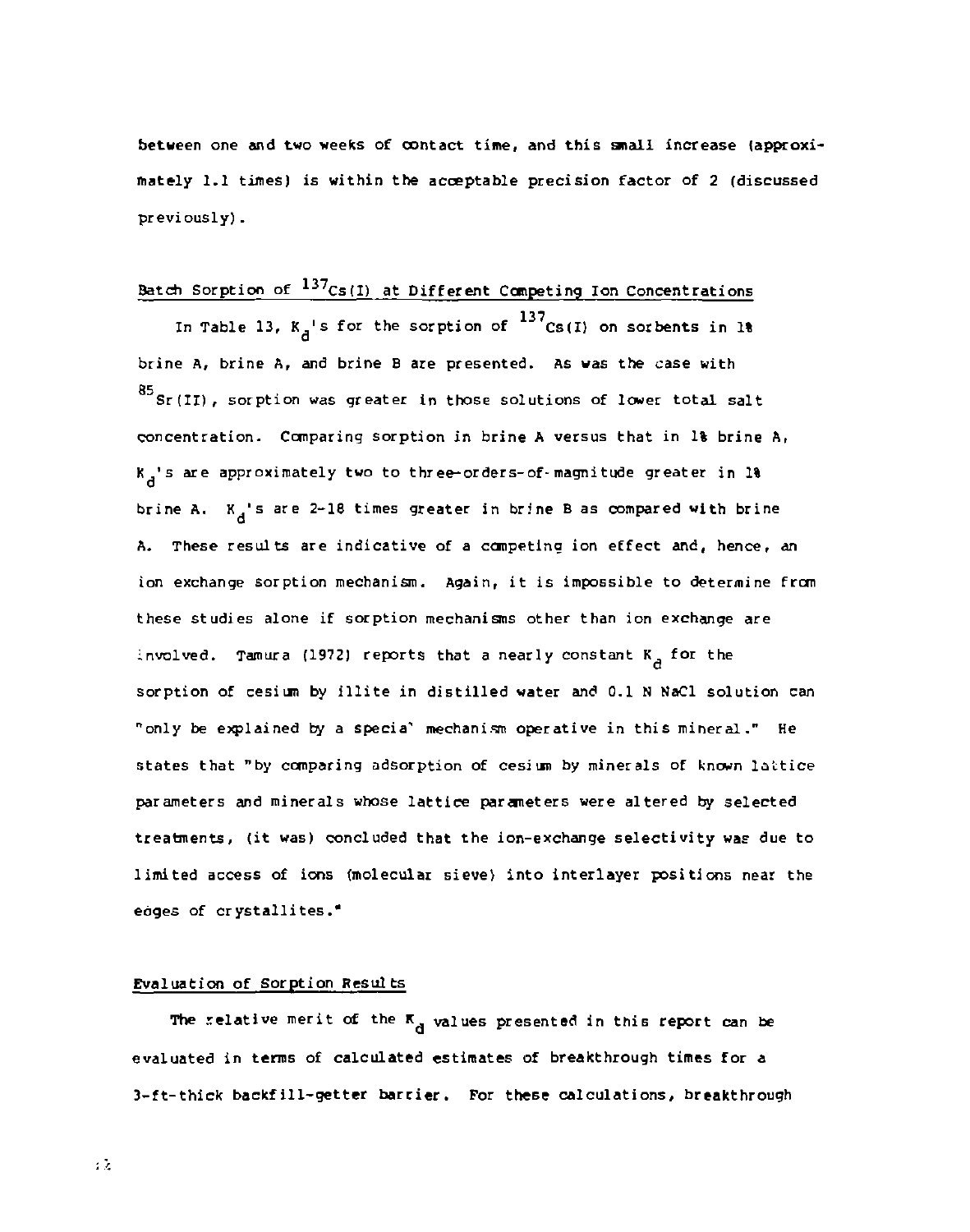between one and two weeks of contact time, and this small increase (approximately 1.1 times) is within the acceptable precision factor of 2 (discussed previously).

## Batch Sorption of $^{137}Cs(I)$ at Different Competing Ion Concentrations

In Table 13, $K_d$'s for the sorption of $^{137}Cs(I)$ on sorbents in 1% brine A, brine A, and brine B are presented. As was the case with $^{85}Sr(II)$, sorption was greater in those solutions of lower total salt concentration. Comparing sorption in brine A versus that in 1% brine A, $K_d$'s are approximately two to three-orders-of-magnitude greater in 1% brine A. $K_d$'s are 2-18 times greater in brine B as compared with brine A. These results are indicative of a competing ion effect and, hence, an ion exchange sorption mechanism. Again, it is impossible to determine from these studies alone if sorption mechanisms other than ion exchange are involved. Tamura (1972) reports that a nearly constant $K_d$ for the sorption of cesium by illite in distilled water and 0.1 N NaCl solution can "only be explained by a special mechanism operative in this mineral." He states that "by comparing adsorption of cesium by minerals of known lattice parameters and minerals whose lattice parameters were altered by selected treatments, (it was) concluded that the ion-exchange selectivity was due to limited access of ions (molecular sieve) into interlayer positions near the edges of crystallites."

## Evaluation of Sorption Results

The relative merit of the $K_d$ values presented in this report can be evaluated in terms of calculated estimates of breakthrough times for a 3-ft-thick backfill-getter barrier. For these calculations, breakthrough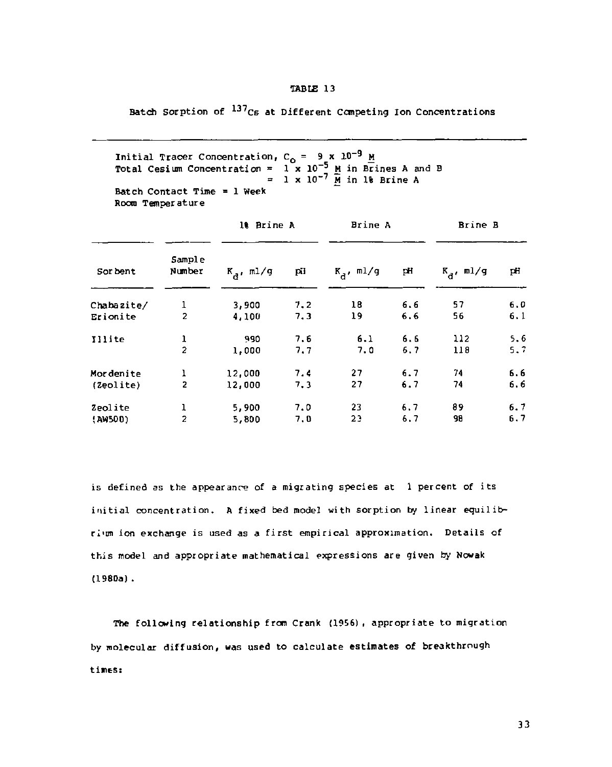TABLE 13

Batch Sorption of $^{137}Cs$ at Different Competing Ion Concentrations

Initial Tracer Concentration, $C_o$ = $9 \times 10^{-9}$ M
Total Cesium Concentration = $1 \times 10^{-5}$ M in Brines A and B
= $1 \times 10^{-7}$ M in 1% Brine A
Batch Contact Time = 1 Week
Room Temperature

| | | 1% Brine A | | Brine A | | Brine B | |
|---|---|---|---|---|---|---|---|
| Sorbent | Sample Number | $K_d$, ml/g | pH | $K_d$, ml/g | pH | $K_d$, ml/g | pH |
| Chabazite/ | 1 | 3,900 | 7.2 | 18 | 6.6 | 57 | 6.0 |
| Erionite | 2 | 4,100 | 7.3 | 19 | 6.6 | 56 | 6.1 |
| Illite | 1 | 990 | 7.6 | 6.1 | 6.6 | 112 | 5.6 |
| | 2 | 1,000 | 7.7 | 7.0 | 6.7 | 118 | 5.7 |
| Mordenite | 1 | 12,000 | 7.4 | 27 | 6.7 | 74 | 6.6 |
| (Zeolite) | 2 | 12,000 | 7.3 | 27 | 6.7 | 74 | 6.6 |
| Zeolite | 1 | 5,900 | 7.0 | 23 | 6.7 | 89 | 6.7 |
| (AW500) | 2 | 5,800 | 7.0 | 23 | 6.7 | 98 | 6.7 |

is defined as the appearance of a migrating species at 1 percent of its initial concentration. A fixed bed model with sorption by linear equilibrium ion exchange is used as a first empirical approximation. Details of this model and appropriate mathematical expressions are given by Nowak (1980a).

The following relationship from Crank (1956), appropriate to migration by molecular diffusion, was used to calculate estimates of breakthrough times: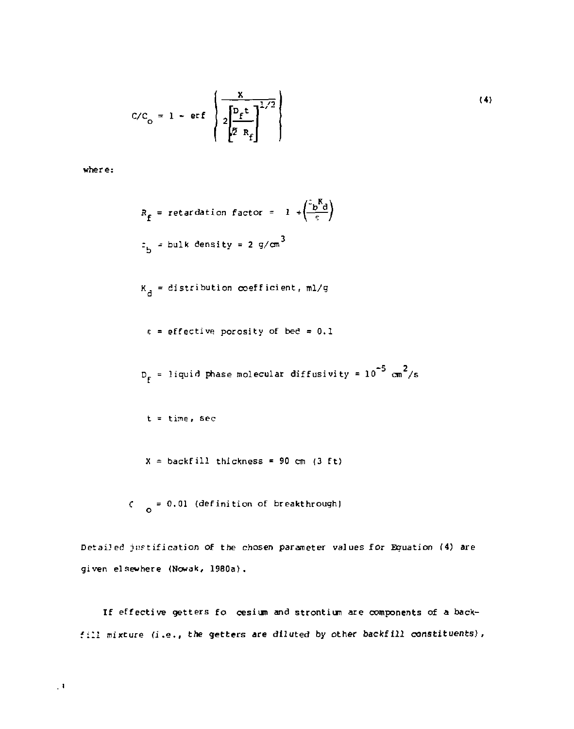$$C/C_o = 1 - \text{erf}\left\{\frac{X}{2\left[\frac{D_f t}{\sqrt{2}\, R_f}\right]^{1/2}}\right\} \tag{4}$$

where:

$R_f$ = retardation factor = $1 + \left(\frac{\rho_b K_d}{\epsilon}\right)$

$\rho_b$ = bulk density = 2 g/cm$^3$

$K_d$ = distribution coefficient, ml/g

$\epsilon$ = effective porosity of bed = 0.1

$D_f$ = liquid phase molecular diffusivity = $10^{-5}$ cm$^2$/s

t = time, sec

X = backfill thickness = 90 cm (3 ft)

$C/C_o$ = 0.01 (definition of breakthrough)

Detailed justification of the chosen parameter values for Equation (4) are given elsewhere (Nowak, 1980a).

If effective getters fo cesium and strontium are components of a backfill mixture (i.e., the getters are diluted by other backfill constituents),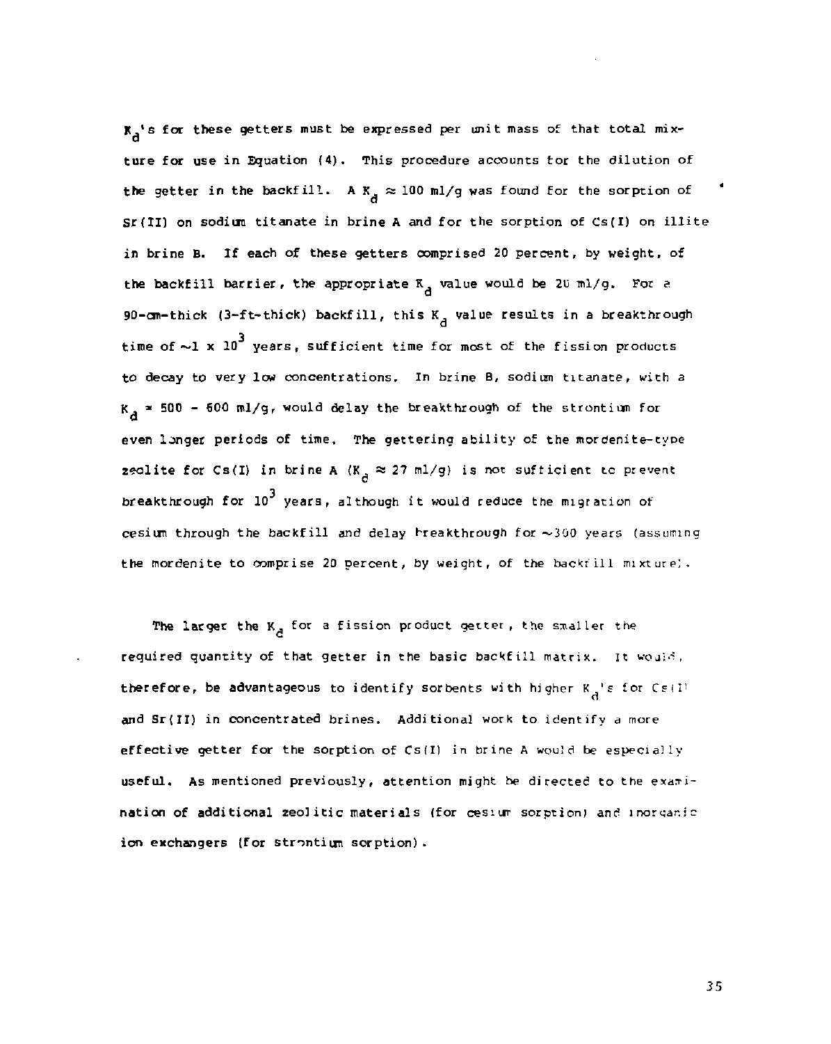$K_d$'s for these getters must be expressed per unit mass of that total mixture for use in Equation (4). This procedure accounts for the dilution of the getter in the backfill. A $K_d \approx 100$ ml/g was found for the sorption of Sr(II) on sodium titanate in brine A and for the sorption of Cs(I) on illite in brine B. If each of these getters comprised 20 percent, by weight, of the backfill barrier, the appropriate $K_d$ value would be 20 ml/g. For a 90-cm-thick (3-ft-thick) backfill, this $K_d$ value results in a breakthrough time of $\sim 1 \times 10^3$ years, sufficient time for most of the fission products to decay to very low concentrations. In brine B, sodium titanate, with a $K_d \approx 500 - 600$ ml/g, would delay the breakthrough of the strontium for even longer periods of time. The gettering ability of the mordenite-type zeolite for Cs(I) in brine A ($K_d \approx 27$ ml/g) is not sufficient to prevent breakthrough for $10^3$ years, although it would reduce the migration of cesium through the backfill and delay breakthrough for $\sim 300$ years (assuming the mordenite to comprise 20 percent, by weight, of the backfill mixture).

The larger the $K_d$ for a fission product getter, the smaller the required quantity of that getter in the basic backfill matrix. It would, therefore, be advantageous to identify sorbents with higher $K_d$'s for Cs(I) and Sr(II) in concentrated brines. Additional work to identify a more effective getter for the sorption of Cs(I) in brine A would be especially useful. As mentioned previously, attention might be directed to the examination of additional zeolitic materials (for cesium sorption) and inorganic ion exchangers (for strontium sorption).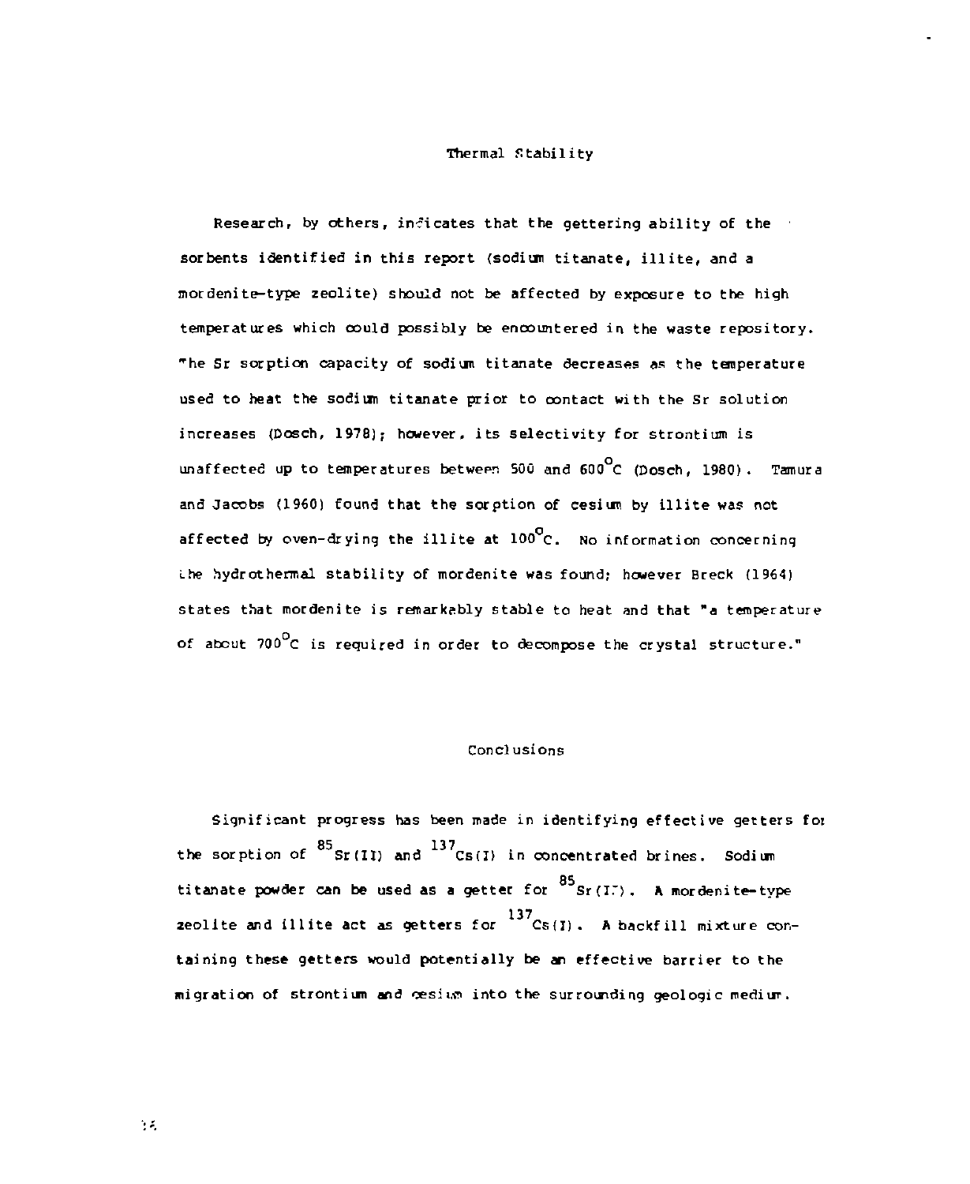## Thermal Stability

Research, by others, indicates that the gettering ability of the sorbents identified in this report (sodium titanate, illite, and a mordenite-type zeolite) should not be affected by exposure to the high temperatures which could possibly be encountered in the waste repository. The Sr sorption capacity of sodium titanate decreases as the temperature used to heat the sodium titanate prior to contact with the Sr solution increases (Dosch, 1978); however, its selectivity for strontium is unaffected up to temperatures between 500 and 600$^{\circ}$C (Dosch, 1980). Tamura and Jacobs (1960) found that the sorption of cesium by illite was not affected by oven-drying the illite at 100$^{\circ}$C. No information concerning the hydrothermal stability of mordenite was found; however Breck (1964) states that mordenite is remarkably stable to heat and that "a temperature of about 700$^{\circ}$C is required in order to decompose the crystal structure."

## Conclusions

Significant progress has been made in identifying effective getters for the sorption of $^{85}$Sr(II) and $^{137}$Cs(I) in concentrated brines. Sodium titanate powder can be used as a getter for $^{85}$Sr(II). A mordenite-type zeolite and illite act as getters for $^{137}$Cs(I). A backfill mixture containing these getters would potentially be an effective barrier to the migration of strontium and cesium into the surrounding geologic medium.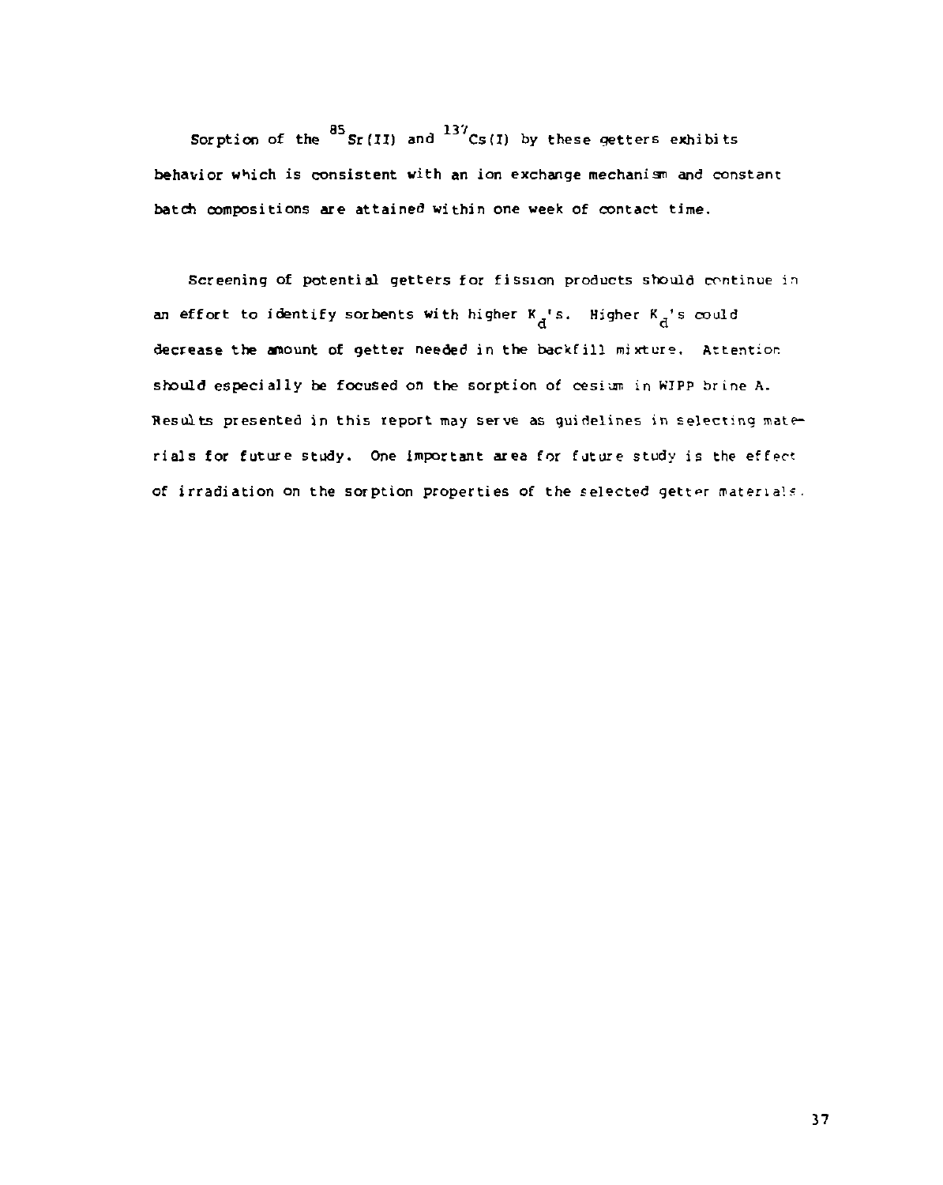Sorption of the $^{85}Sr(II)$ and $^{137}Cs(I)$ by these getters exhibits behavior which is consistent with an ion exchange mechanism and constant batch compositions are attained within one week of contact time.

Screening of potential getters for fission products should continue in an effort to identify sorbents with higher $K_d$'s. Higher $K_d$'s could decrease the amount of getter needed in the backfill mixture. Attention should especially be focused on the sorption of cesium in WIPP brine A. Results presented in this report may serve as guidelines in selecting materials for future study. One important area for future study is the effect of irradiation on the sorption properties of the selected getter materials.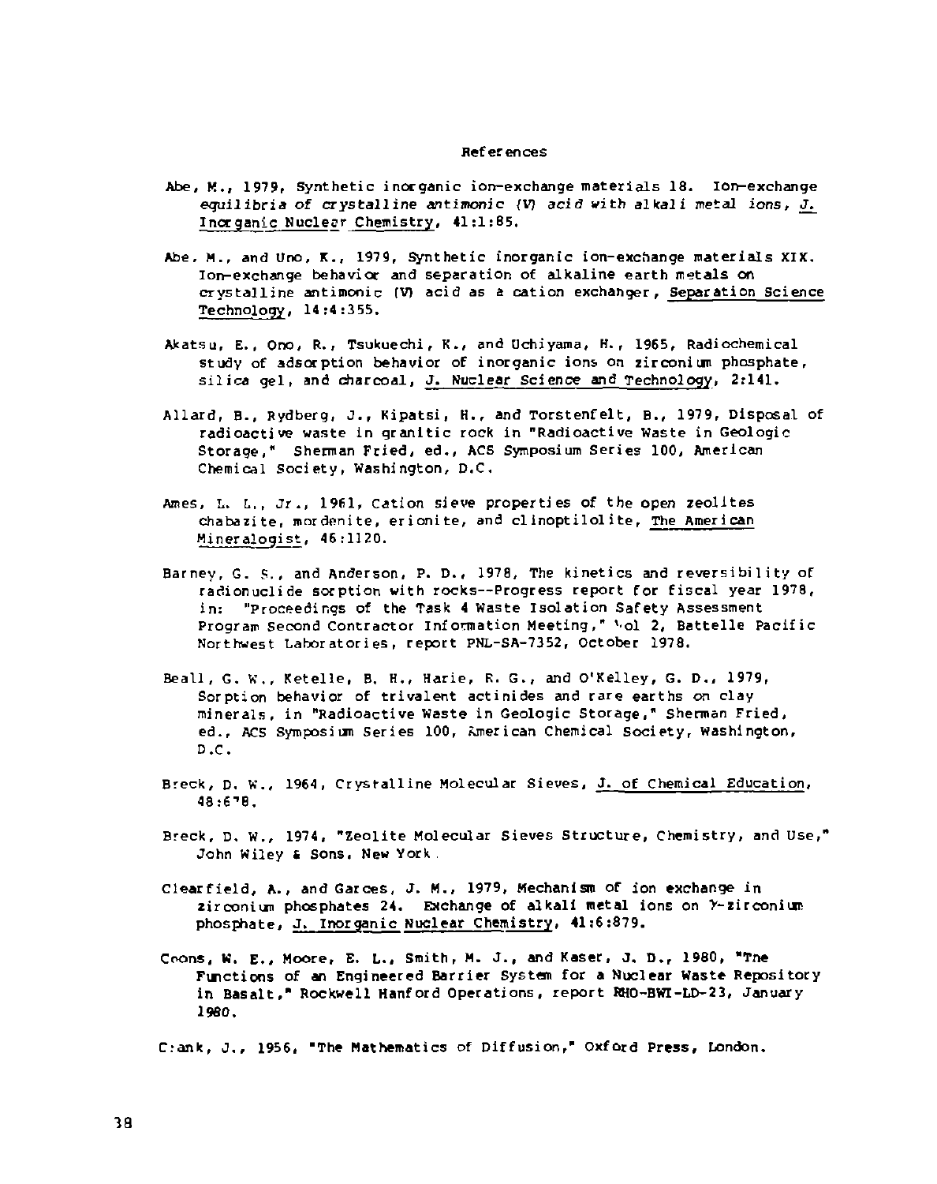## References

Abe, M., 1979, Synthetic inorganic ion-exchange materials 18. Ion-exchange *equilibria of crystalline antimonic (V) acid with alkali metal ions*, J. Inorganic Nuclear Chemistry, 41:1:85.

Abe, M., and Uno, K., 1979, Synthetic inorganic ion-exchange materials XIX. Ion-exchange behavior and separation of alkaline earth metals on crystalline antimonic (V) acid as a cation exchanger, Separation Science Technology, 14:4:355.

Akatsu, E., Ono, R., Tsukuechi, K., and Uchiyama, H., 1965, Radiochemical study of adsorption behavior of inorganic ions on zirconium phosphate, silica gel, and charcoal, J. Nuclear Science and Technology, 2:141.

Allard, B., Rydberg, J., Kipatsi, H., and Torstenfelt, B., 1979, Disposal of radioactive waste in granitic rock in "Radioactive Waste in Geologic Storage," Sherman Fried, ed., ACS Symposium Series 100, American Chemical Society, Washington, D.C.

Ames, L. L., Jr., 1961, Cation sieve properties of the open zeolites chabazite, mordenite, erionite, and clinoptilolite, The American Mineralogist, 46:1120.

Barney, G. S., and Anderson, P. D., 1978, The kinetics and reversibility of radionuclide sorption with rocks--Progress report for fiscal year 1978, in: "Proceedings of the Task 4 Waste Isolation Safety Assessment Program Second Contractor Information Meeting," Vol 2, Battelle Pacific Northwest Laboratories, report PNL-SA-7352, October 1978.

Beall, G. W., Ketelle, B. H., Harie, R. G., and O'Kelley, G. D., 1979, Sorption behavior of trivalent actinides and rare earths on clay minerals, in "Radioactive Waste in Geologic Storage," Sherman Fried, ed., ACS Symposium Series 100, American Chemical Society, Washington, D.C.

Breck, D. W., 1964, Crystalline Molecular Sieves, J. of Chemical Education, 48:678.

Breck, D. W., 1974, "Zeolite Molecular Sieves Structure, Chemistry, and Use," John Wiley & Sons, New York.

Clearfield, A., and Garces, J. M., 1979, Mechanism of ion exchange in zirconium phosphates 24. Exchange of alkali metal ions on γ-zirconium phosphate, J. Inorganic Nuclear Chemistry, 41:6:879.

Coons, W. E., Moore, E. L., Smith, M. J., and Kaser, J. D., 1980, "The Functions of an Engineered Barrier System for a Nuclear Waste Repository in Basalt," Rockwell Hanford Operations, report RHO-BWI-LD-23, January 1980.

Crank, J., 1956, "The Mathematics of Diffusion," Oxford Press, London.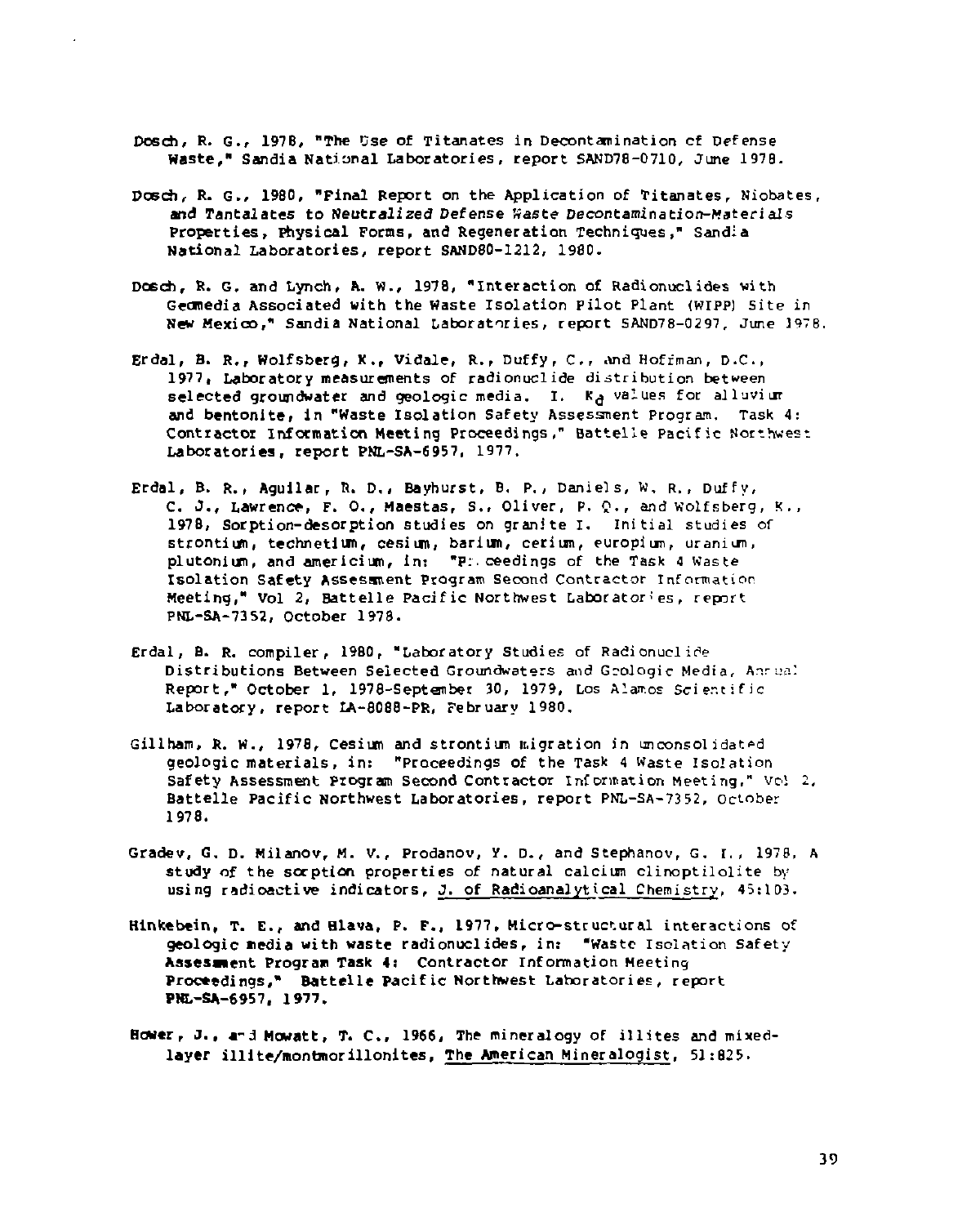Dosch, R. G., 1978, "The Use of Titanates in Decontamination of Defense Waste," Sandia National Laboratories, report SAND78-0710, June 1978.

Dosch, R. G., 1980, "Final Report on the Application of Titanates, Niobates, and Tantalates to Neutralized Defense Waste Decontamination-Materials Properties, Physical Forms, and Regeneration Techniques," Sandia National Laboratories, report SAND80-1212, 1980.

Dosch, R. G. and Lynch, A. W., 1978, "Interaction of Radionuclides with Geomedia Associated with the Waste Isolation Pilot Plant (WIPP) Site in New Mexico," Sandia National Laboratories, report SAND78-0297, June 1978.

Erdal, B. R., Wolfsberg, K., Vidale, R., Duffy, C., and Hoffman, D.C., 1977, Laboratory measurements of radionuclide distribution between selected groundwater and geologic media. I. $K_d$ values for alluvium and bentonite, in "Waste Isolation Safety Assessment Program. Task 4: Contractor Information Meeting Proceedings," Battelle Pacific Northwest Laboratories, report PNL-SA-6957, 1977.

Erdal, B. R., Aguilar, R. D., Bayhurst, B. P., Daniels, W. R., Duffy, C. J., Lawrence, F. O., Maestas, S., Oliver, P. Q., and Wolfsberg, K., 1978, Sorption-desorption studies on granite I. Initial studies of strontium, technetium, cesium, barium, cerium, europium, uranium, plutonium, and americium, in: "Proceedings of the Task 4 Waste Isolation Safety Assessment Program Second Contractor Information Meeting," Vol 2, Battelle Pacific Northwest Laboratories, report PNL-SA-7352, October 1978.

Erdal, B. R. compiler, 1980, "Laboratory Studies of Radionuclide Distributions Between Selected Groundwaters and Geologic Media, Annual Report," October 1, 1978-September 30, 1979, Los Alamos Scientific Laboratory, report LA-8088-PR, February 1980.

Gillham, R. W., 1978, Cesium and strontium migration in unconsolidated geologic materials, in: "Proceedings of the Task 4 Waste Isolation Safety Assessment Program Second Contractor Information Meeting," Vol 2, Battelle Pacific Northwest Laboratories, report PNL-SA-7352, October 1978.

Gradev, G. D. Milanov, M. V., Prodanov, Y. D., and Stephanov, G. I., 1978, A study of the sorption properties of natural calcium clinoptilolite by using radioactive indicators, J. of Radioanalytical Chemistry, 45:103.

Hinkebein, T. E., and Hlava, P. F., 1977, Micro-structural interactions of geologic media with waste radionuclides, in: "Waste Isolation Safety Assessment Program Task 4: Contractor Information Meeting Proceedings," Battelle Pacific Northwest Laboratories, report PNL-SA-6957, 1977.

Hower, J., and Mowatt, T. C., 1966, The mineralogy of illites and mixed-layer illite/montmorillonites, The American Mineralogist, 51:825.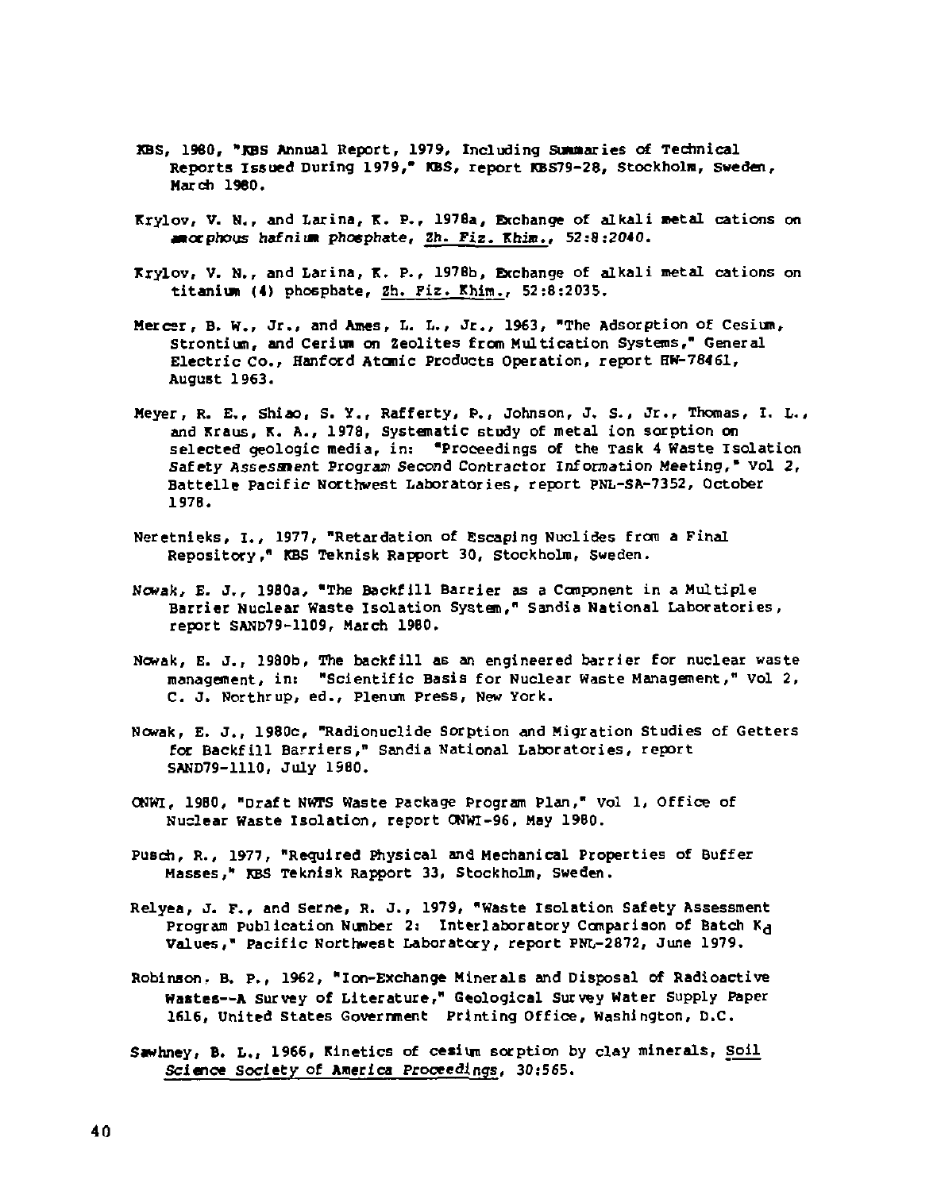KBS, 1980, "KBS Annual Report, 1979, Including Summaries of Technical Reports Issued During 1979," KBS, report KBS79-28, Stockholm, Sweden, March 1980.

Krylov, V. N., and Larina, K. P., 1978a, Exchange of alkali metal cations on *amorphous hafnium phosphate*, Zh. Fiz. Khim., 52:8:2040.

Krylov, V. N., and Larina, K. P., 1978b, Exchange of alkali metal cations on titanium (4) phosphate, Zh. Fiz. Khim., 52:8:2035.

Mercer, B. W., Jr., and Ames, L. L., Jr., 1963, "The Adsorption of Cesium, Strontium, and Cerium on Zeolites from Multication Systems," General Electric Co., Hanford Atomic Products Operation, report HW-78461, August 1963.

Meyer, R. E., Shiao, S. Y., Rafferty, P., Johnson, J. S., Jr., Thomas, I. L., and Kraus, K. A., 1978, Systematic study of metal ion sorption on selected geologic media, in: "Proceedings of the Task 4 Waste Isolation Safety Assessment Program Second Contractor Information Meeting," Vol 2, Battelle Pacific Northwest Laboratories, report PNL-SA-7352, October 1978.

Neretnieks, I., 1977, "Retardation of Escaping Nuclides from a Final Repository," KBS Teknisk Rapport 30, Stockholm, Sweden.

Nowak, E. J., 1980a, "The Backfill Barrier as a Component in a Multiple Barrier Nuclear Waste Isolation System," Sandia National Laboratories, report SAND79-1109, March 1980.

Nowak, E. J., 1980b, The backfill as an engineered barrier for nuclear waste management, in: "Scientific Basis for Nuclear Waste Management," Vol 2, C. J. Northrup, ed., Plenum Press, New York.

Nowak, E. J., 1980c, "Radionuclide Sorption and Migration Studies of Getters for Backfill Barriers," Sandia National Laboratories, report SAND79-1110, July 1980.

ONWI, 1980, "Draft NWTS Waste Package Program Plan," Vol 1, Office of Nuclear Waste Isolation, report ONWI-96, May 1980.

Pusch, R., 1977, "Required Physical and Mechanical Properties of Buffer Masses," KBS Teknisk Rapport 33, Stockholm, Sweden.

Relyea, J. F., and Serne, R. J., 1979, "Waste Isolation Safety Assessment Program Publication Number 2: Interlaboratory Comparison of Batch $K_d$ Values," Pacific Northwest Laboratory, report PNL-2872, June 1979.

Robinson, B. P., 1962, "Ion-Exchange Minerals and Disposal of Radioactive Wastes--A Survey of Literature," Geological Survey Water Supply Paper 1616, United States Government Printing Office, Washington, D.C.

Sawhney, B. L., 1966, Kinetics of cesium sorption by clay minerals, *Soil Science Society of America Proceedings*, 30:565.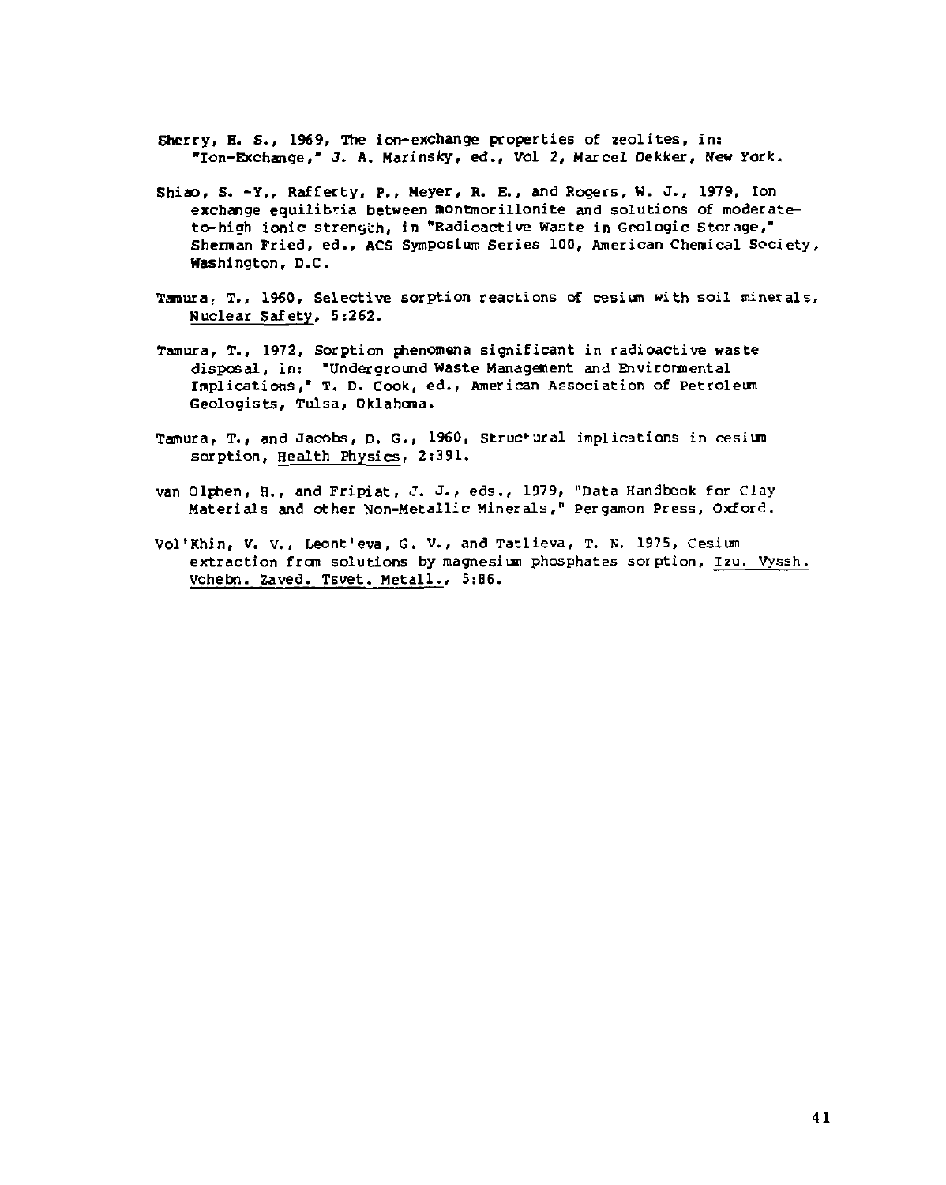Sherry, H. S., 1969, The ion-exchange properties of zeolites, in: "Ion-Exchange," J. A. Marinsky, ed., Vol 2, Marcel Dekker, New York.

Shiao, S. -Y., Rafferty, P., Meyer, R. E., and Rogers, W. J., 1979, Ion exchange equilibria between montmorillonite and solutions of moderate-to-high ionic strength, in "Radioactive Waste in Geologic Storage," Sherman Fried, ed., ACS Symposium Series 100, American Chemical Society, Washington, D.C.

Tamura, T., 1960, Selective sorption reactions of cesium with soil minerals, Nuclear Safety, 5:262.

Tamura, T., 1972, Sorption phenomena significant in radioactive waste disposal, in: "Underground Waste Management and Environmental Implications," T. D. Cook, ed., American Association of Petroleum Geologists, Tulsa, Oklahoma.

Tamura, T., and Jacobs, D. G., 1960, Structural implications in cesium sorption, Health Physics, 2:391.

van Olphen, H., and Fripiat, J. J., eds., 1979, "Data Handbook for Clay Materials and other Non-Metallic Minerals," Pergamon Press, Oxford.

Vol'Khin, V. V., Leont'eva, G. V., and Tatlieva, T. N. 1975, Cesium extraction from solutions by magnesium phosphates sorption, Izu. Vyssh. Vchebn. Zaved. Tsvet. Metall., 5:86.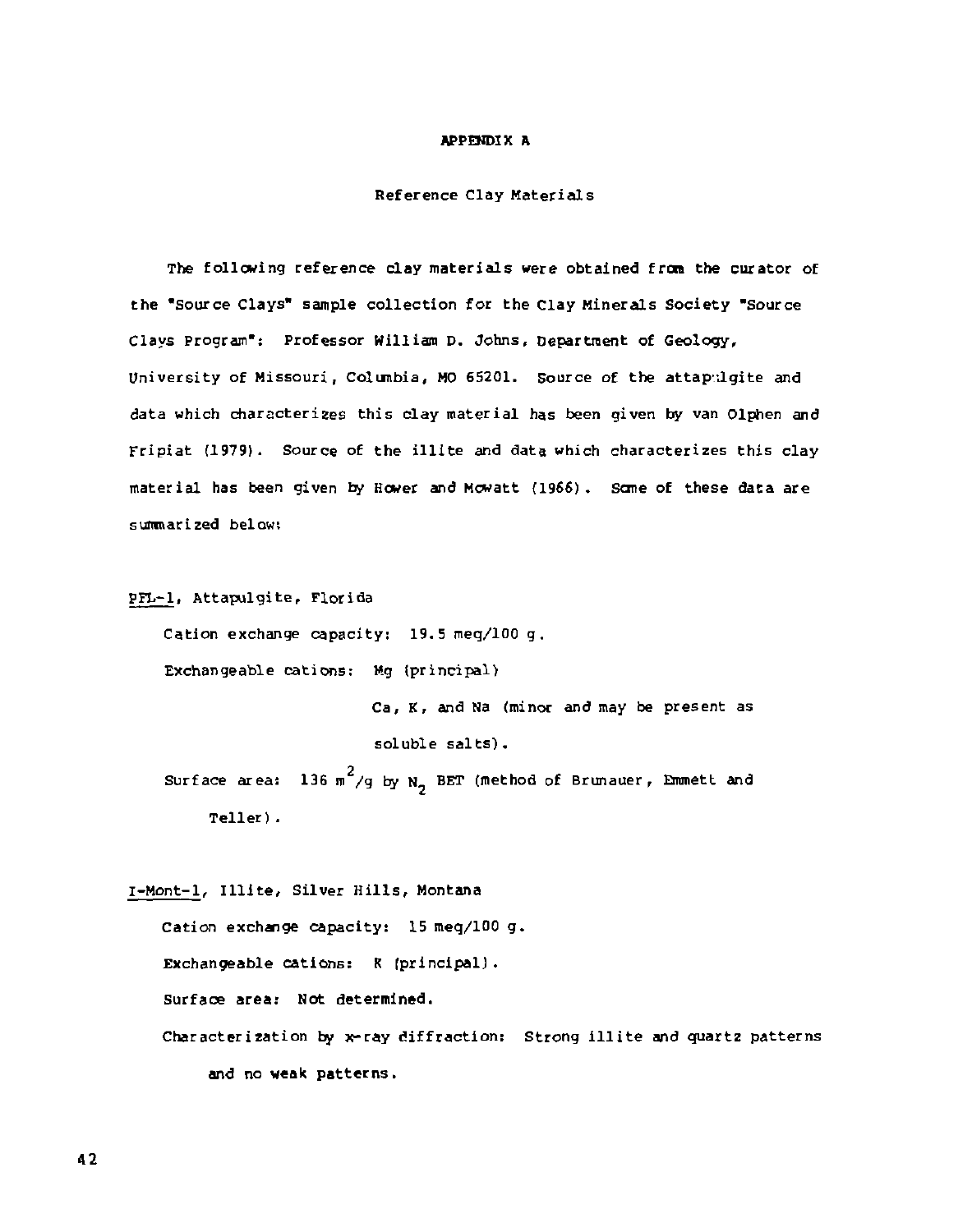# APPENDIX A

## Reference Clay Materials

The following reference clay materials were obtained from the curator of the "Source Clays" sample collection for the Clay Minerals Society "Source Clays Program": Professor William D. Johns, Department of Geology, University of Missouri, Columbia, MO 65201. Source of the attapulgite and data which characterizes this clay material has been given by van Olphen and Fripiat (1979). Source of the illite and data which characterizes this clay material has been given by Hower and Mowatt (1966). Some of these data are summarized below:

PFL-1, Attapulgite, Florida

Cation exchange capacity: 19.5 meq/100 g.

Exchangeable cations: Mg (principal)

Ca, K, and Na (minor and may be present as soluble salts).

Surface area: 136 $m^2/g$ by $N_2$ BET (method of Brunauer, Emmett and Teller).

I-Mont-1, Illite, Silver Hills, Montana

Cation exchange capacity: 15 meq/100 g.

Exchangeable cations: K (principal).

Surface area: Not determined.

Characterization by x-ray diffraction: Strong illite and quartz patterns and no weak patterns.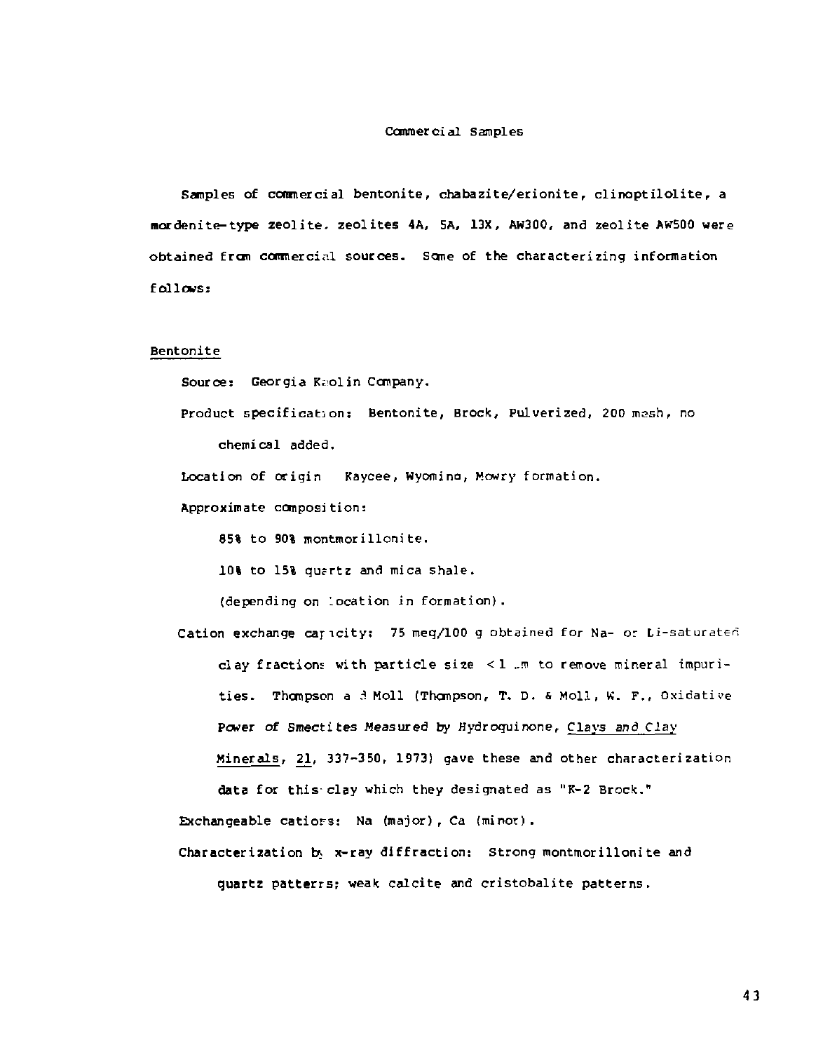## Commercial Samples

Samples of commercial bentonite, chabazite/erionite, clinoptilolite, a mordenite-type zeolite, zeolites 4A, 5A, 13X, AW300, and zeolite AW500 were obtained from commercial sources. Some of the characterizing information follows:

### Bentonite

Source: Georgia Kaolin Company.

Product specification: Bentonite, Brock, Pulverized, 200 mesh, no chemical added.

Location of origin Kaycee, Wyoming, Mowry formation.

Approximate composition:

85% to 90% montmorillonite.

10% to 15% quartz and mica shale.

(depending on location in formation).

Cation exchange capacity: 75 meq/100 g obtained for Na- or Li-saturated clay fractions with particle size < 1 μm to remove mineral impurities. Thompson and Moll (Thompson, T. D. & Moll, W. F., Oxidative Power of Smectites Measured by Hydroquinone, Clays and Clay Minerals, 21, 337-350, 1973) gave these and other characterization data for this clay which they designated as "K-2 Brock."

Exchangeable cations: Na (major), Ca (minor).

Characterization by x-ray diffraction: Strong montmorillonite and quartz patterns; weak calcite and cristobalite patterns.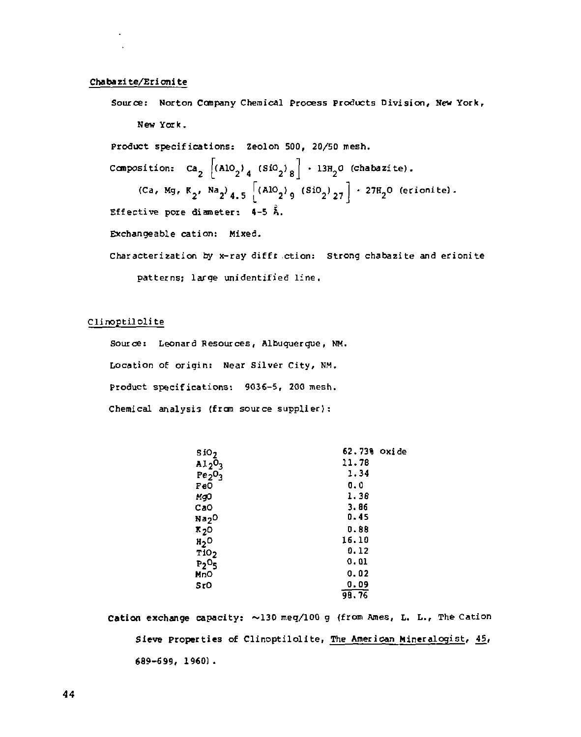Chabazite/Erionite

Source: Norton Company Chemical Process Products Division, New York, New York.

Product specifications: Zeolon 500, 20/50 mesh.

Composition: $Ca_2 \left[(AlO_2)_4 \ (SiO_2)_8\right] \cdot 13H_2O$ (chabazite).

$(Ca, Mg, K_2, Na_2)_{4.5} \left[(AlO_2)_9 \ (SiO_2)_{27}\right] \cdot 27H_2O$ (erionite).

Effective pore diameter: 4-5 Å.

Exchangeable cation: Mixed.

Characterization by x-ray diffr ction: Strong chabazite and erionite patterns; large unidentified line.

Clinoptilolite

Source: Leonard Resources, Albuquerque, NM.

Location of origin: Near Silver City, NM.

Product specifications: 9036-5, 200 mesh.

Chemical analysis (from source supplier):

| | |
|---|---|
| $SiO_2$ | 62.73% oxide |
| $Al_2O_3$ | 11.78 |
| $Fe_2O_3$ | 1.34 |
| FeO | 0.0 |
| MgO | 1.38 |
| CaO | 3.86 |
| $Na_2O$ | 0.45 |
| $K_2O$ | 0.88 |
| $H_2O$ | 16.10 |
| $TiO_2$ | 0.12 |
| $P_2O_5$ | 0.01 |
| MnO | 0.02 |
| SrO | 0.09 |
| | 98.76 |

Cation exchange capacity: ~130 meq/100 g (from Ames, L. L., The Cation Sieve Properties of Clinoptilolite, The American Mineralogist, 45, 689-699, 1960).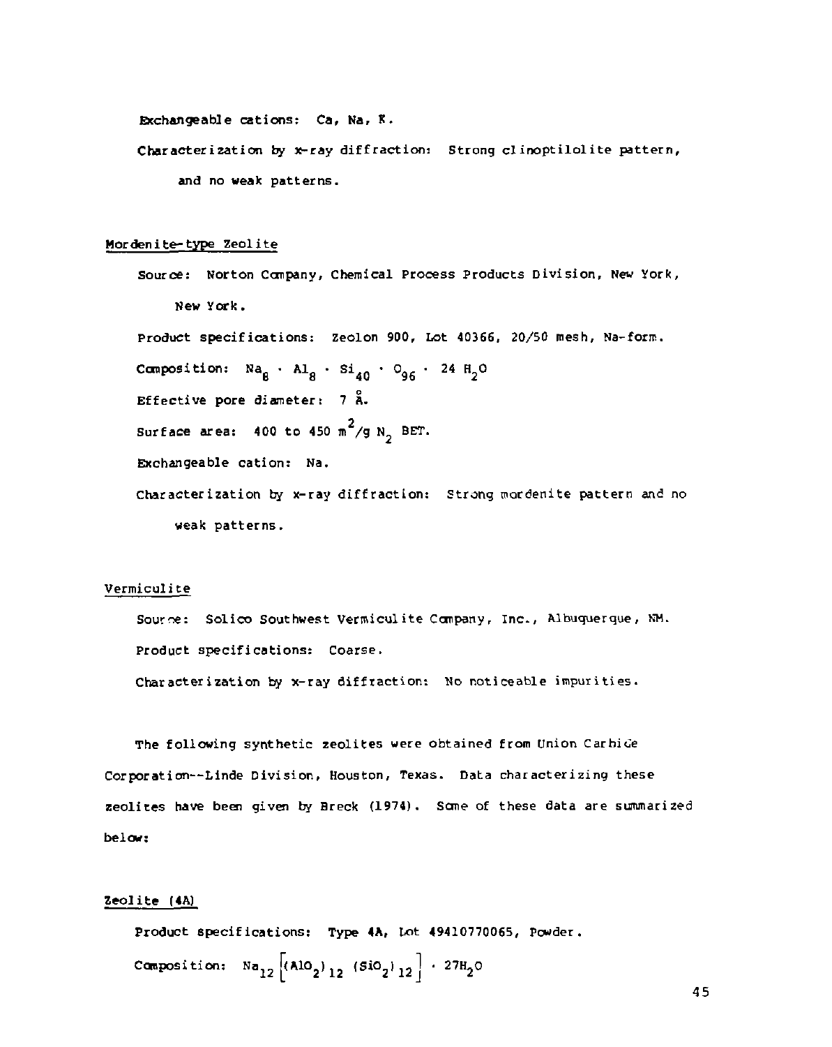Exchangeable cations: Ca, Na, K.

Characterization by x-ray diffraction: Strong clinoptilolite pattern, and no weak patterns.

## Mordenite-type Zeolite

Source: Norton Company, Chemical Process Products Division, New York, New York.

Product specifications: Zeolon 900, Lot 40366, 20/50 mesh, Na-form.

Composition: $Na_8 \cdot Al_8 \cdot Si_{40} \cdot O_{96} \cdot 24\ H_2O$

Effective pore diameter: 7 Å.

Surface area: 400 to 450 $m^2/g$ $N_2$ BET.

Exchangeable cation: Na.

Characterization by x-ray diffraction: Strong mordenite pattern and no weak patterns.

## Vermiculite

Source: Solico Southwest Vermiculite Company, Inc., Albuquerque, NM.

Product specifications: Coarse.

Characterization by x-ray diffraction: No noticeable impurities.

The following synthetic zeolites were obtained from Union Carbide Corporation--Linde Division, Houston, Texas. Data characterizing these zeolites have been given by Breck (1974). Some of these data are summarized below:

## Zeolite (4A)

Product specifications: Type 4A, Lot 49410770065, Powder.

Composition: $Na_{12}\left[(AlO_2)_{12}\ (SiO_2)_{12}\right] \cdot 27H_2O$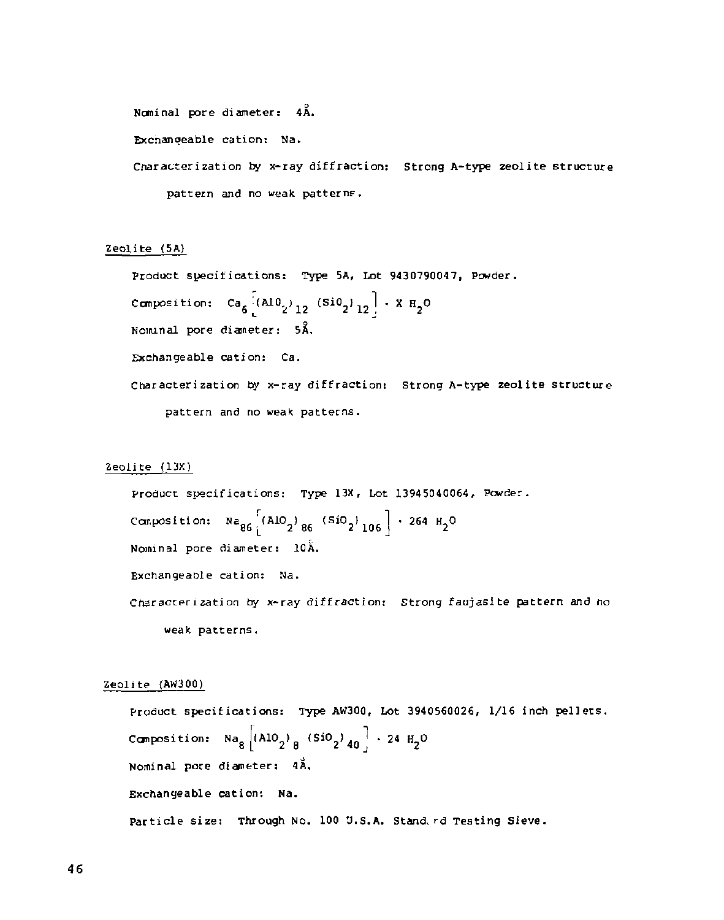Nominal pore diameter: 4Å.

Exchangeable cation: Na.

Characterization by x-ray diffraction: Strong A-type zeolite structure pattern and no weak patterns.

Zeolite (5A)

Product specifications: Type 5A, Lot 9430790047, Powder.

Composition: $Ca_6\left[(AlO_2)_{12}\ (SiO_2)_{12}\right] \cdot X\ H_2O$

Nominal pore diameter: 5Å.

Exchangeable cation: Ca.

Characterization by x-ray diffraction: Strong A-type zeolite structure pattern and no weak patterns.

Zeolite (13X)

Product specifications: Type 13X, Lot 13945040064, Powder.

Composition: $Na_{86}\left[(AlO_2)_{86}\ (SiO_2)_{106}\right] \cdot 264\ H_2O$

Nominal pore diameter: 10Å.

Exchangeable cation: Na.

Characterization by x-ray diffraction: Strong faujasite pattern and no weak patterns.

Zeolite (AW300)

Product specifications: Type AW300, Lot 3940560026, 1/16 inch pellets.

Composition: $Na_8\left[(AlO_2)_8\ (SiO_2)_{40}\right] \cdot 24\ H_2O$

Nominal pore diameter: 4Å.

Exchangeable cation: Na.

Particle size: Through No. 100 U.S.A. Standard Testing Sieve.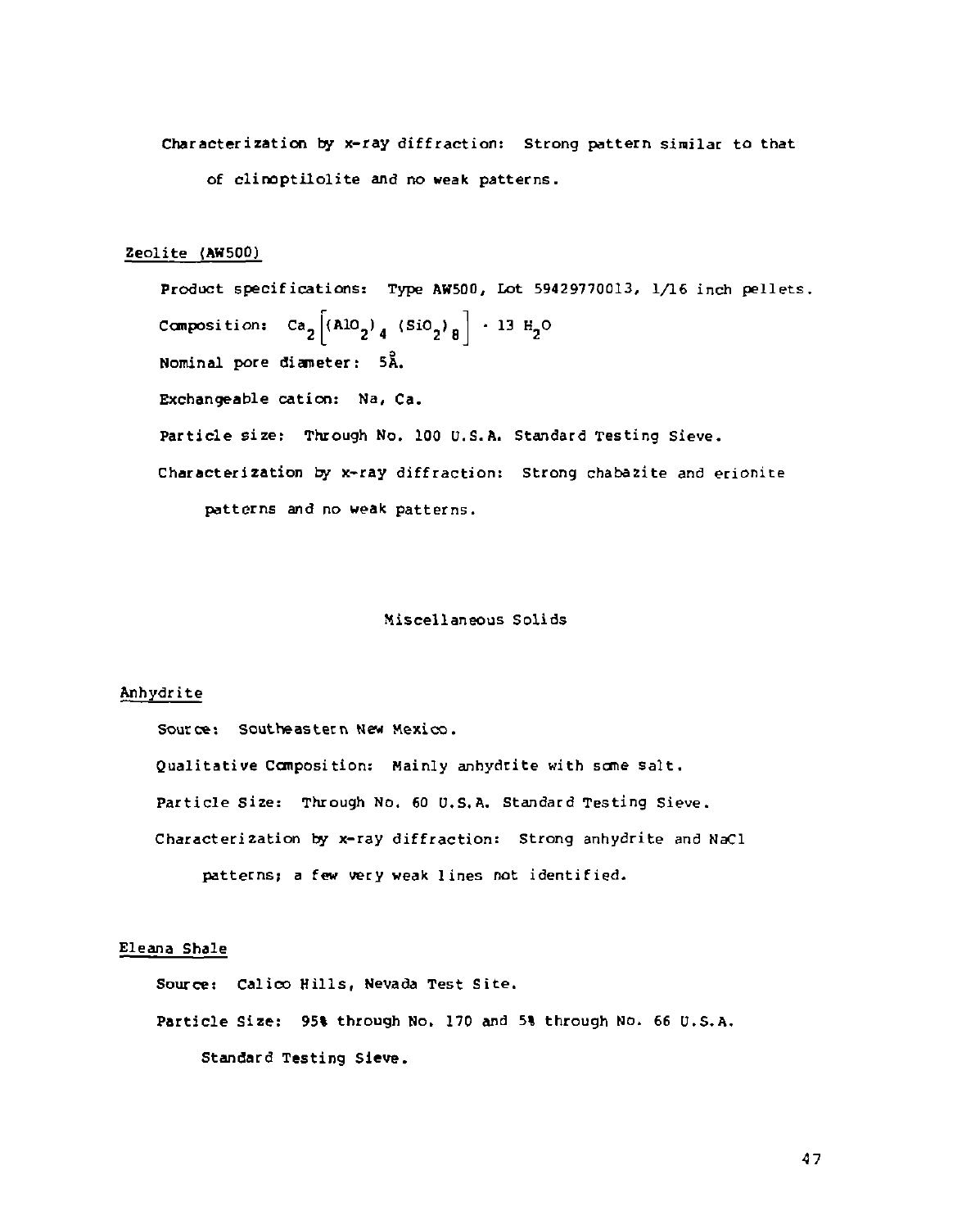Characterization by x-ray diffraction: Strong pattern similar to that of clinoptilolite and no weak patterns.

### Zeolite (AW500)

Product specifications: Type AW500, Lot 59429770013, 1/16 inch pellets.

Composition: $Ca_2\left[(AlO_2)_4\ (SiO_2)_8\right] \cdot 13\ H_2O$

Nominal pore diameter: 5Å.

Exchangeable cation: Na, Ca.

Particle size: Through No. 100 U.S.A. Standard Testing Sieve.

Characterization by x-ray diffraction: Strong chabazite and erionite patterns and no weak patterns.

## Miscellaneous Solids

### Anhydrite

Source: Southeastern New Mexico.

Qualitative Composition: Mainly anhydrite with some salt.

Particle Size: Through No. 60 U.S.A. Standard Testing Sieve.

Characterization by x-ray diffraction: Strong anhydrite and NaCl patterns; a few very weak lines not identified.

### Eleana Shale

Source: Calico Hills, Nevada Test Site.

Particle Size: 95% through No. 170 and 5% through No. 66 U.S.A. Standard Testing Sieve.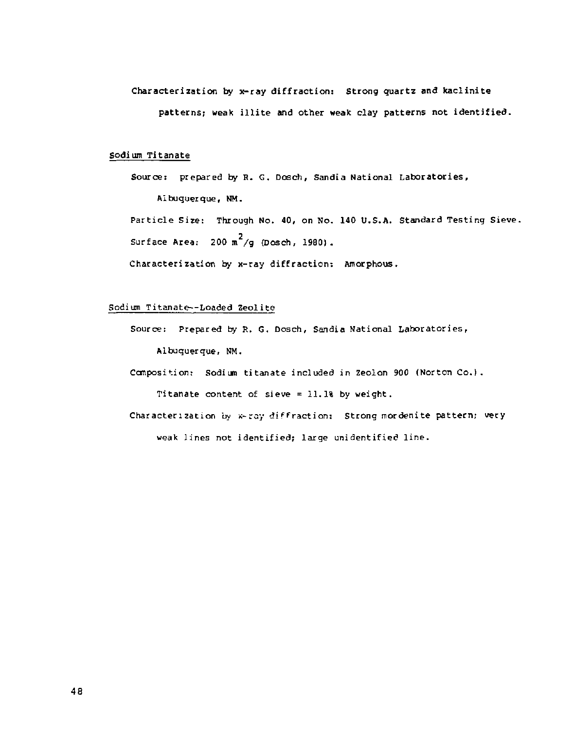Characterization by x-ray diffraction: Strong quartz and kaclinite patterns; weak illite and other weak clay patterns not identified.

<u>Sodium Titanate</u>

Source: prepared by R. G. Dosch, Sandia National Laboratories, Albuquerque, NM.

Particle Size: Through No. 40, on No. 140 U.S.A. Standard Testing Sieve.

Surface Area: 200 $m^2/g$ (Dosch, 1980).

Characterization by x-ray diffraction: Amorphous.

<u>Sodium Titanate--Loaded Zeolite</u>

Source: Prepared by R. G. Dosch, Sandia National Laboratories, Albuquerque, NM.

Composition: Sodium titanate included in Zeolon 900 (Norton Co.). Titanate content of sieve = 11.1% by weight.

Characterization by x-ray diffraction: Strong mordenite pattern; very weak lines not identified; large unidentified line.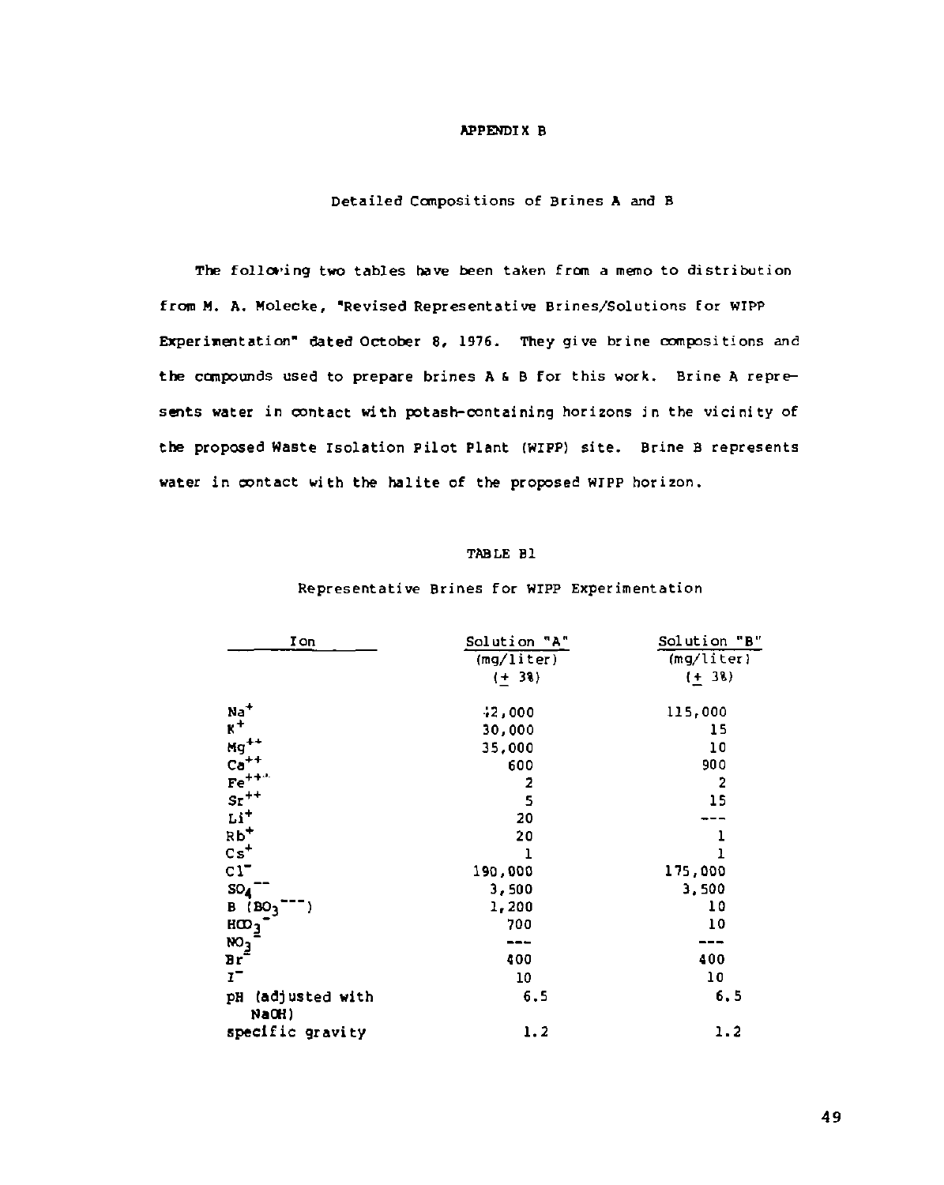# APPENDIX B

## Detailed Compositions of Brines A and B

The following two tables have been taken from a memo to distribution from M. A. Molecke, "Revised Representative Brines/Solutions for WIPP Experimentation" dated October 8, 1976. They give brine compositions and the compounds used to prepare brines A & B for this work. Brine A represents water in contact with potash-containing horizons in the vicinity of the proposed Waste Isolation Pilot Plant (WIPP) site. Brine B represents water in contact with the halite of the proposed WIPP horizon.

### TABLE B1

Representative Brines for WIPP Experimentation

| Ion | Solution "A" (mg/liter) ($\pm$ 3%) | Solution "B" (mg/liter) ($\pm$ 3%) |
|---|---|---|
| $Na^{+}$ | 42,000 | 115,000 |
| $K^{+}$ | 30,000 | 15 |
| $Mg^{++}$ | 35,000 | 10 |
| $Ca^{++}$ | 600 | 900 |
| $Fe^{+++}$ | 2 | 2 |
| $Sr^{++}$ | 5 | 15 |
| $Li^{+}$ | 20 | --- |
| $Rb^{+}$ | 20 | 1 |
| $Cs^{+}$ | 1 | 1 |
| $Cl^{-}$ | 190,000 | 175,000 |
| $SO_4^{--}$ | 3,500 | 3,500 |
| B ($BO_3^{---}$) | 1,200 | 10 |
| $HCO_3^{-}$ | 700 | 10 |
| $NO_3^{-}$ | --- | --- |
| $Br^{-}$ | 400 | 400 |
| $I^{-}$ | 10 | 10 |
| pH (adjusted with NaOH) | 6.5 | 6.5 |
| specific gravity | 1.2 | 1.2 |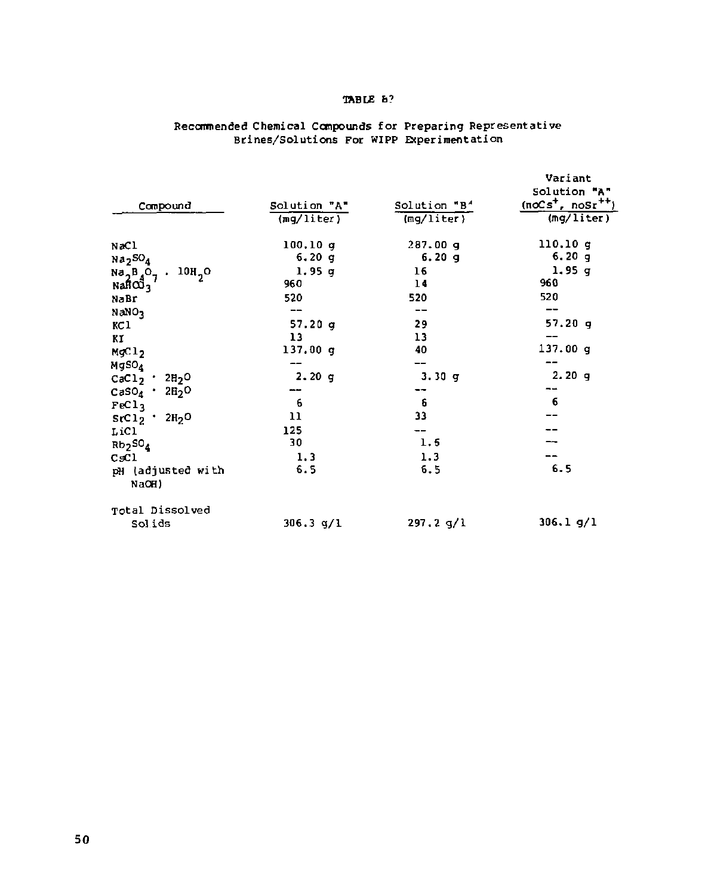TABLE B?

Recommended Chemical Compounds for Preparing Representative Brines/Solutions For WIPP Experimentation

| Compound | Solution "A" (mg/liter) | Solution "B" (mg/liter) | Variant Solution "A" (no$Cs^+$, no$Sr^{++}$) (mg/liter) |
|---|---|---|---|
| NaCl | 100.10 g | 287.00 g | 110.10 g |
| $Na_2SO_4$ | 6.20 g | 6.20 g | 6.20 g |
| $Na_2B_4O_7 \cdot 10H_2O$ | 1.95 g | 16 | 1.95 g |
| $NaHCO_3$ | 960 | 14 | 960 |
| NaBr | 520 | 520 | 520 |
| $NaNO_3$ | -- | -- | -- |
| KCl | 57.20 g | 29 | 57.20 g |
| KI | 13 | 13 | -- |
| $MgCl_2$ | 137.00 g | 40 | 137.00 g |
| $MgSO_4$ | -- | -- | -- |
| $CaCl_2 \cdot 2H_2O$ | 2.20 g | 3.30 g | 2.20 g |
| $CaSO_4 \cdot 2H_2O$ | -- | -- | -- |
| $FeCl_3$ | 6 | 6 | 6 |
| $SrCl_2 \cdot 2H_2O$ | 11 | 33 | -- |
| LiCl | 125 | -- | -- |
| $Rb_2SO_4$ | 30 | 1.6 | -- |
| CsCl | 1.3 | 1.3 | -- |
| pH (adjusted with NaOH) | 6.5 | 6.5 | 6.5 |
| Total Dissolved Solids | 306.3 g/l | 297.2 g/l | 306.1 g/l |